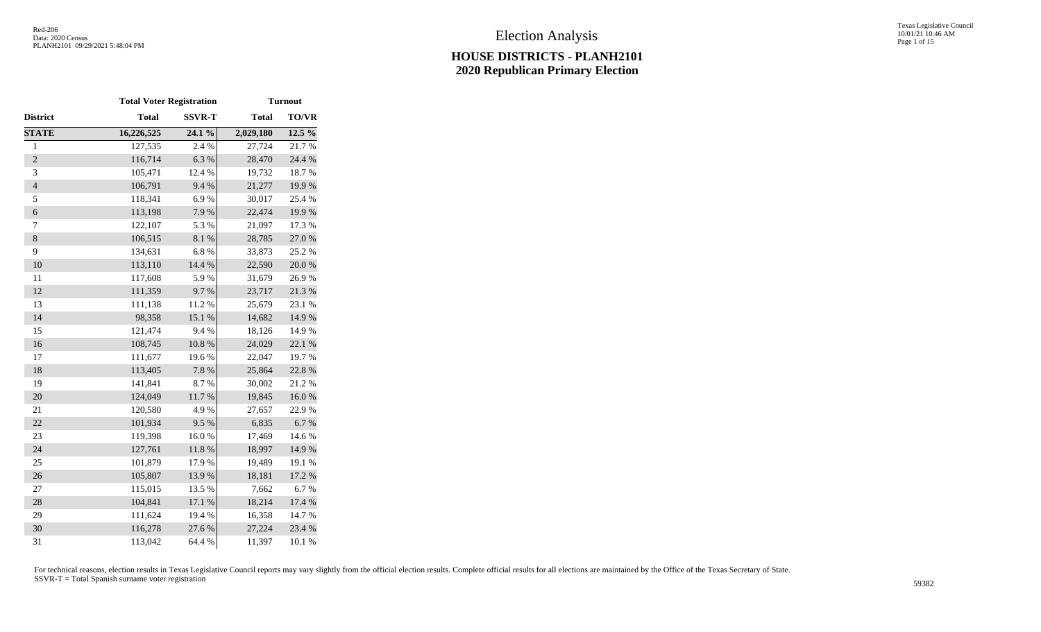# Election Analysis

## HOUSE DISTRICTS - PLANH2101
## 2020 Republican Primary Election

| | Total Voter Registration | | Turnout | |
|---|---|---|---|---|
| **District** | **Total** | **SSVR-T** | **Total** | **TO/VR** |
| **STATE** | **16,226,525** | **24.1 %** | **2,029,180** | **12.5 %** |
| 1 | 127,535 | 2.4 % | 27,724 | 21.7 % |
| 2 | 116,714 | 6.3 % | 28,470 | 24.4 % |
| 3 | 105,471 | 12.4 % | 19,732 | 18.7 % |
| 4 | 106,791 | 9.4 % | 21,277 | 19.9 % |
| 5 | 118,341 | 6.9 % | 30,017 | 25.4 % |
| 6 | 113,198 | 7.9 % | 22,474 | 19.9 % |
| 7 | 122,107 | 5.3 % | 21,097 | 17.3 % |
| 8 | 106,515 | 8.1 % | 28,785 | 27.0 % |
| 9 | 134,631 | 6.8 % | 33,873 | 25.2 % |
| 10 | 113,110 | 14.4 % | 22,590 | 20.0 % |
| 11 | 117,608 | 5.9 % | 31,679 | 26.9 % |
| 12 | 111,359 | 9.7 % | 23,717 | 21.3 % |
| 13 | 111,138 | 11.2 % | 25,679 | 23.1 % |
| 14 | 98,358 | 15.1 % | 14,682 | 14.9 % |
| 15 | 121,474 | 9.4 % | 18,126 | 14.9 % |
| 16 | 108,745 | 10.8 % | 24,029 | 22.1 % |
| 17 | 111,677 | 19.6 % | 22,047 | 19.7 % |
| 18 | 113,405 | 7.8 % | 25,864 | 22.8 % |
| 19 | 141,841 | 8.7 % | 30,002 | 21.2 % |
| 20 | 124,049 | 11.7 % | 19,845 | 16.0 % |
| 21 | 120,580 | 4.9 % | 27,657 | 22.9 % |
| 22 | 101,934 | 9.5 % | 6,835 | 6.7 % |
| 23 | 119,398 | 16.0 % | 17,469 | 14.6 % |
| 24 | 127,761 | 11.8 % | 18,997 | 14.9 % |
| 25 | 101,879 | 17.9 % | 19,489 | 19.1 % |
| 26 | 105,807 | 13.9 % | 18,181 | 17.2 % |
| 27 | 115,015 | 13.5 % | 7,662 | 6.7 % |
| 28 | 104,841 | 17.1 % | 18,214 | 17.4 % |
| 29 | 111,624 | 19.4 % | 16,358 | 14.7 % |
| 30 | 116,278 | 27.6 % | 27,224 | 23.4 % |
| 31 | 113,042 | 64.4 % | 11,397 | 10.1 % |

For technical reasons, election results in Texas Legislative Council reports may vary slightly from the official election results. Complete official results for all elections are maintained by the Office of the Texas Secretary of State.
SSVR-T = Total Spanish surname voter registration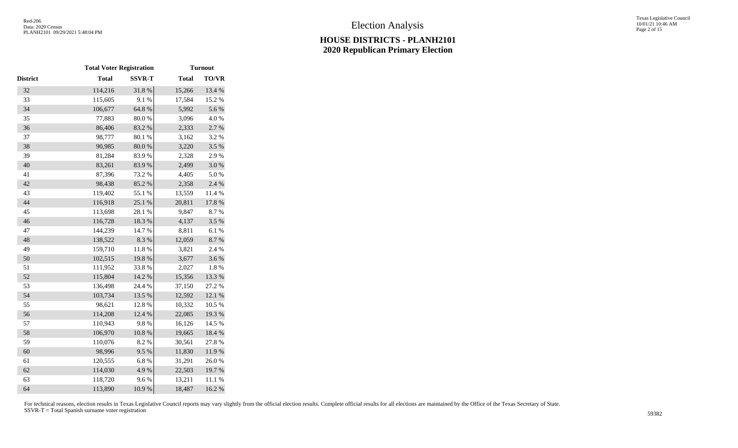# Election Analysis

## HOUSE DISTRICTS - PLANH2101
## 2020 Republican Primary Election

| | Total Voter Registration | | Turnout | |
|---|---|---|---|---|
| District | Total | SSVR-T | Total | TO/VR |
| 32 | 114,216 | 31.8 % | 15,266 | 13.4 % |
| 33 | 115,605 | 9.1 % | 17,584 | 15.2 % |
| 34 | 106,677 | 64.8 % | 5,992 | 5.6 % |
| 35 | 77,883 | 80.0 % | 3,096 | 4.0 % |
| 36 | 86,406 | 83.2 % | 2,333 | 2.7 % |
| 37 | 98,777 | 80.1 % | 3,162 | 3.2 % |
| 38 | 90,985 | 80.0 % | 3,220 | 3.5 % |
| 39 | 81,284 | 83.9 % | 2,328 | 2.9 % |
| 40 | 83,261 | 83.9 % | 2,499 | 3.0 % |
| 41 | 87,396 | 73.2 % | 4,405 | 5.0 % |
| 42 | 98,438 | 85.2 % | 2,358 | 2.4 % |
| 43 | 119,402 | 55.1 % | 13,559 | 11.4 % |
| 44 | 116,918 | 25.1 % | 20,811 | 17.8 % |
| 45 | 113,698 | 28.1 % | 9,847 | 8.7 % |
| 46 | 116,728 | 18.3 % | 4,137 | 3.5 % |
| 47 | 144,239 | 14.7 % | 8,811 | 6.1 % |
| 48 | 138,522 | 8.3 % | 12,059 | 8.7 % |
| 49 | 159,710 | 11.8 % | 3,821 | 2.4 % |
| 50 | 102,515 | 19.8 % | 3,677 | 3.6 % |
| 51 | 111,952 | 33.8 % | 2,027 | 1.8 % |
| 52 | 115,804 | 14.2 % | 15,356 | 13.3 % |
| 53 | 136,498 | 24.4 % | 37,150 | 27.2 % |
| 54 | 103,734 | 13.5 % | 12,592 | 12.1 % |
| 55 | 98,621 | 12.8 % | 10,332 | 10.5 % |
| 56 | 114,208 | 12.4 % | 22,085 | 19.3 % |
| 57 | 110,943 | 9.8 % | 16,126 | 14.5 % |
| 58 | 106,970 | 10.8 % | 19,665 | 18.4 % |
| 59 | 110,076 | 8.2 % | 30,561 | 27.8 % |
| 60 | 98,996 | 9.5 % | 11,830 | 11.9 % |
| 61 | 120,555 | 6.8 % | 31,291 | 26.0 % |
| 62 | 114,030 | 4.9 % | 22,503 | 19.7 % |
| 63 | 118,720 | 9.6 % | 13,211 | 11.1 % |
| 64 | 113,890 | 10.9 % | 18,487 | 16.2 % |

For technical reasons, election results in Texas Legislative Council reports may vary slightly from the official election results. Complete official results for all elections are maintained by the Office of the Texas Secretary of State.
SSVR-T = Total Spanish surname voter registration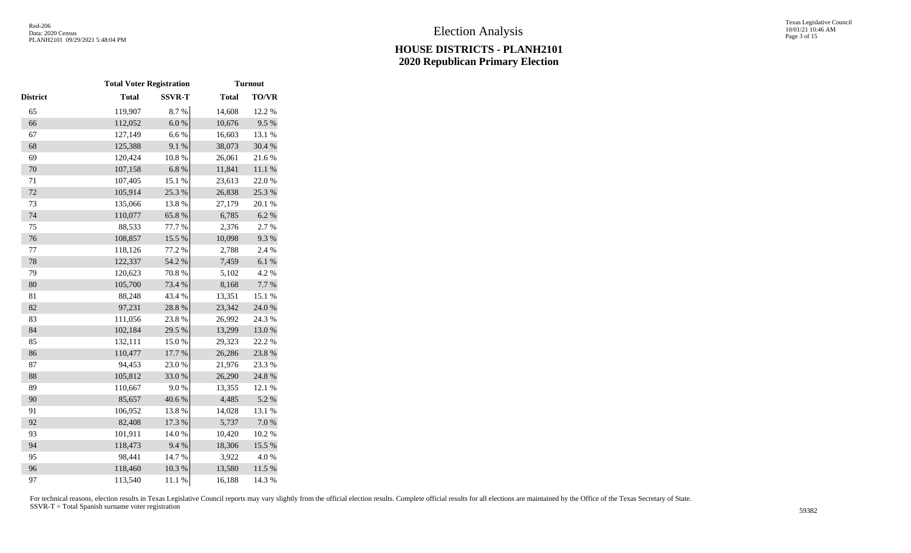# Election Analysis

## HOUSE DISTRICTS - PLANH2101
## 2020 Republican Primary Election

| | Total Voter Registration | | Turnout | |
|---|---|---|---|---|
| District | Total | SSVR-T | Total | TO/VR |
| 65 | 119,907 | 8.7 % | 14,608 | 12.2 % |
| 66 | 112,052 | 6.0 % | 10,676 | 9.5 % |
| 67 | 127,149 | 6.6 % | 16,603 | 13.1 % |
| 68 | 125,388 | 9.1 % | 38,073 | 30.4 % |
| 69 | 120,424 | 10.8 % | 26,061 | 21.6 % |
| 70 | 107,158 | 6.8 % | 11,841 | 11.1 % |
| 71 | 107,405 | 15.1 % | 23,613 | 22.0 % |
| 72 | 105,914 | 25.3 % | 26,838 | 25.3 % |
| 73 | 135,066 | 13.8 % | 27,179 | 20.1 % |
| 74 | 110,077 | 65.8 % | 6,785 | 6.2 % |
| 75 | 88,533 | 77.7 % | 2,376 | 2.7 % |
| 76 | 108,857 | 15.5 % | 10,098 | 9.3 % |
| 77 | 118,126 | 77.2 % | 2,788 | 2.4 % |
| 78 | 122,337 | 54.2 % | 7,459 | 6.1 % |
| 79 | 120,623 | 70.8 % | 5,102 | 4.2 % |
| 80 | 105,700 | 73.4 % | 8,168 | 7.7 % |
| 81 | 88,248 | 43.4 % | 13,351 | 15.1 % |
| 82 | 97,231 | 28.8 % | 23,342 | 24.0 % |
| 83 | 111,056 | 23.8 % | 26,992 | 24.3 % |
| 84 | 102,184 | 29.5 % | 13,299 | 13.0 % |
| 85 | 132,111 | 15.0 % | 29,323 | 22.2 % |
| 86 | 110,477 | 17.7 % | 26,286 | 23.8 % |
| 87 | 94,453 | 23.0 % | 21,976 | 23.3 % |
| 88 | 105,812 | 33.0 % | 26,290 | 24.8 % |
| 89 | 110,667 | 9.0 % | 13,355 | 12.1 % |
| 90 | 85,657 | 40.6 % | 4,485 | 5.2 % |
| 91 | 106,952 | 13.8 % | 14,028 | 13.1 % |
| 92 | 82,408 | 17.3 % | 5,737 | 7.0 % |
| 93 | 101,911 | 14.0 % | 10,420 | 10.2 % |
| 94 | 118,473 | 9.4 % | 18,306 | 15.5 % |
| 95 | 98,441 | 14.7 % | 3,922 | 4.0 % |
| 96 | 118,460 | 10.3 % | 13,580 | 11.5 % |
| 97 | 113,540 | 11.1 % | 16,188 | 14.3 % |

For technical reasons, election results in Texas Legislative Council reports may vary slightly from the official election results. Complete official results for all elections are maintained by the Office of the Texas Secretary of State.
SSVR-T = Total Spanish surname voter registration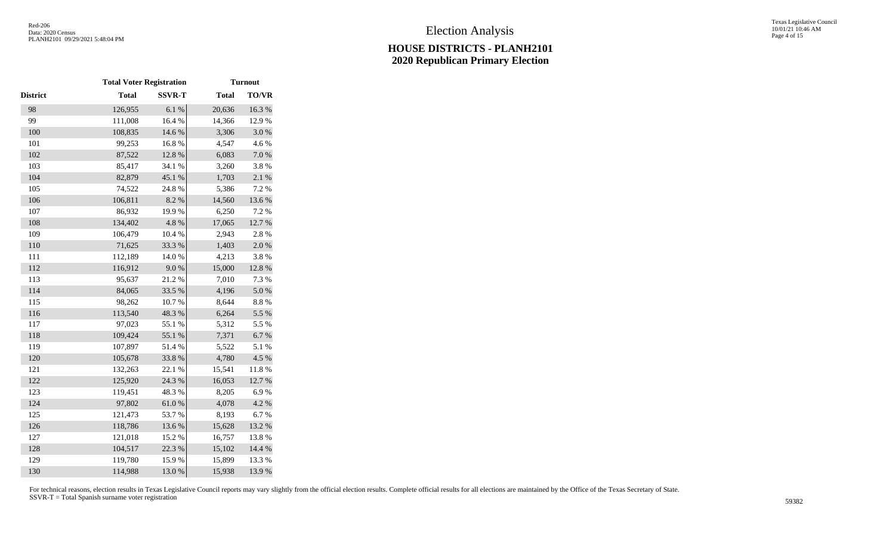# Election Analysis

## HOUSE DISTRICTS - PLANH2101
## 2020 Republican Primary Election

| | Total Voter Registration | | Turnout | |
|---|---|---|---|---|
| District | Total | SSVR-T | Total | TO/VR |
| 98 | 126,955 | 6.1 % | 20,636 | 16.3 % |
| 99 | 111,008 | 16.4 % | 14,366 | 12.9 % |
| 100 | 108,835 | 14.6 % | 3,306 | 3.0 % |
| 101 | 99,253 | 16.8 % | 4,547 | 4.6 % |
| 102 | 87,522 | 12.8 % | 6,083 | 7.0 % |
| 103 | 85,417 | 34.1 % | 3,260 | 3.8 % |
| 104 | 82,879 | 45.1 % | 1,703 | 2.1 % |
| 105 | 74,522 | 24.8 % | 5,386 | 7.2 % |
| 106 | 106,811 | 8.2 % | 14,560 | 13.6 % |
| 107 | 86,932 | 19.9 % | 6,250 | 7.2 % |
| 108 | 134,402 | 4.8 % | 17,065 | 12.7 % |
| 109 | 106,479 | 10.4 % | 2,943 | 2.8 % |
| 110 | 71,625 | 33.3 % | 1,403 | 2.0 % |
| 111 | 112,189 | 14.0 % | 4,213 | 3.8 % |
| 112 | 116,912 | 9.0 % | 15,000 | 12.8 % |
| 113 | 95,637 | 21.2 % | 7,010 | 7.3 % |
| 114 | 84,065 | 33.5 % | 4,196 | 5.0 % |
| 115 | 98,262 | 10.7 % | 8,644 | 8.8 % |
| 116 | 113,540 | 48.3 % | 6,264 | 5.5 % |
| 117 | 97,023 | 55.1 % | 5,312 | 5.5 % |
| 118 | 109,424 | 55.1 % | 7,371 | 6.7 % |
| 119 | 107,897 | 51.4 % | 5,522 | 5.1 % |
| 120 | 105,678 | 33.8 % | 4,780 | 4.5 % |
| 121 | 132,263 | 22.1 % | 15,541 | 11.8 % |
| 122 | 125,920 | 24.3 % | 16,053 | 12.7 % |
| 123 | 119,451 | 48.3 % | 8,205 | 6.9 % |
| 124 | 97,802 | 61.0 % | 4,078 | 4.2 % |
| 125 | 121,473 | 53.7 % | 8,193 | 6.7 % |
| 126 | 118,786 | 13.6 % | 15,628 | 13.2 % |
| 127 | 121,018 | 15.2 % | 16,757 | 13.8 % |
| 128 | 104,517 | 22.3 % | 15,102 | 14.4 % |
| 129 | 119,780 | 15.9 % | 15,899 | 13.3 % |
| 130 | 114,988 | 13.0 % | 15,938 | 13.9 % |

For technical reasons, election results in Texas Legislative Council reports may vary slightly from the official election results. Complete official results for all elections are maintained by the Office of the Texas Secretary of State.
SSVR-T = Total Spanish surname voter registration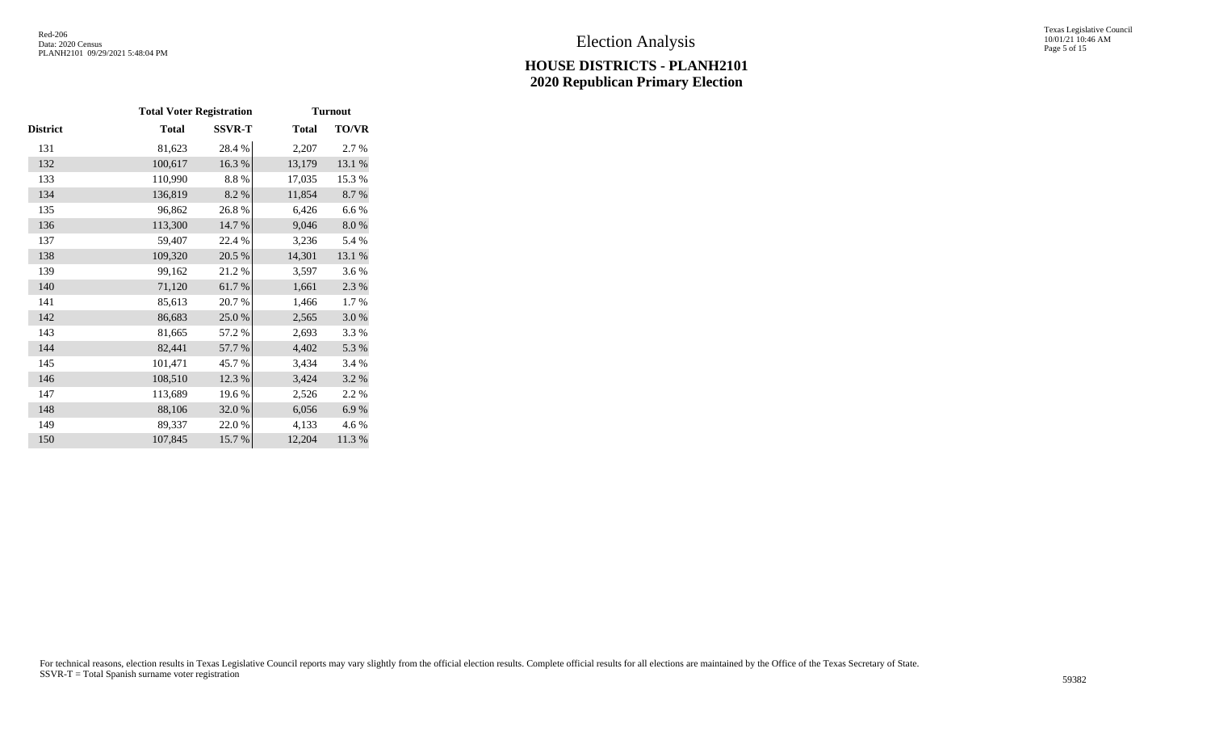# Election Analysis

## HOUSE DISTRICTS - PLANH2101
## 2020 Republican Primary Election

| | Total Voter Registration | | Turnout | |
|---|---|---|---|---|
| District | Total | SSVR-T | Total | TO/VR |
| 131 | 81,623 | 28.4 % | 2,207 | 2.7 % |
| 132 | 100,617 | 16.3 % | 13,179 | 13.1 % |
| 133 | 110,990 | 8.8 % | 17,035 | 15.3 % |
| 134 | 136,819 | 8.2 % | 11,854 | 8.7 % |
| 135 | 96,862 | 26.8 % | 6,426 | 6.6 % |
| 136 | 113,300 | 14.7 % | 9,046 | 8.0 % |
| 137 | 59,407 | 22.4 % | 3,236 | 5.4 % |
| 138 | 109,320 | 20.5 % | 14,301 | 13.1 % |
| 139 | 99,162 | 21.2 % | 3,597 | 3.6 % |
| 140 | 71,120 | 61.7 % | 1,661 | 2.3 % |
| 141 | 85,613 | 20.7 % | 1,466 | 1.7 % |
| 142 | 86,683 | 25.0 % | 2,565 | 3.0 % |
| 143 | 81,665 | 57.2 % | 2,693 | 3.3 % |
| 144 | 82,441 | 57.7 % | 4,402 | 5.3 % |
| 145 | 101,471 | 45.7 % | 3,434 | 3.4 % |
| 146 | 108,510 | 12.3 % | 3,424 | 3.2 % |
| 147 | 113,689 | 19.6 % | 2,526 | 2.2 % |
| 148 | 88,106 | 32.0 % | 6,056 | 6.9 % |
| 149 | 89,337 | 22.0 % | 4,133 | 4.6 % |
| 150 | 107,845 | 15.7 % | 12,204 | 11.3 % |

For technical reasons, election results in Texas Legislative Council reports may vary slightly from the official election results. Complete official results for all elections are maintained by the Office of the Texas Secretary of State.
SSVR-T = Total Spanish surname voter registration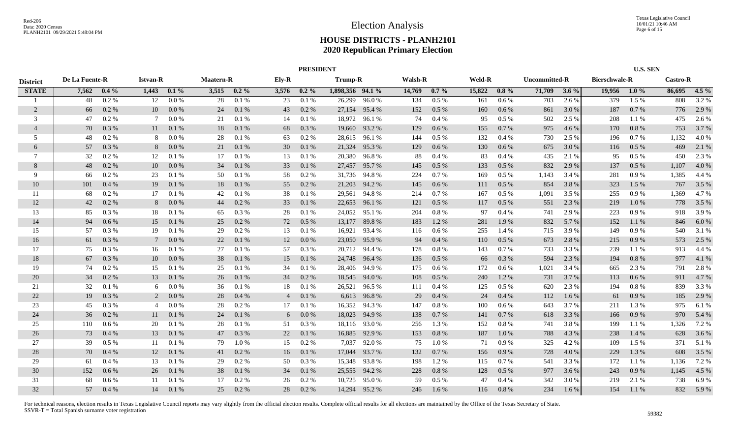# Election Analysis

## HOUSE DISTRICTS - PLANH2101
## 2020 Republican Primary Election

| District | PRESIDENT | | | | | | | | | | | | | | | | | | U.S. SEN | | | |
|---|---|---|---|---|---|---|---|---|---|---|---|---|---|---|---|---|---|---|---|---|---|---|
| | De La Fuente-R | | Istvan-R | | Maatern-R | | Ely-R | | Trump-R | | Walsh-R | | Weld-R | | Uncommitted-R | | Bierschwale-R | | Castro-R | | | |
| **STATE** | **7,562** | **0.4 %** | **1,443** | **0.1 %** | **3,515** | **0.2 %** | **3,576** | **0.2 %** | **1,898,356** | **94.1 %** | **14,769** | **0.7 %** | **15,822** | **0.8 %** | **71,709** | **3.6 %** | **19,956** | **1.0 %** | **86,695** | **4.5 %** | | |
| 1 | 48 | 0.2 % | 12 | 0.0 % | 28 | 0.1 % | 23 | 0.1 % | 26,299 | 96.0 % | 134 | 0.5 % | 161 | 0.6 % | 703 | 2.6 % | 379 | 1.5 % | 808 | 3.2 % | | |
| 2 | 66 | 0.2 % | 10 | 0.0 % | 24 | 0.1 % | 43 | 0.2 % | 27,154 | 95.4 % | 152 | 0.5 % | 160 | 0.6 % | 861 | 3.0 % | 187 | 0.7 % | 776 | 2.9 % | | |
| 3 | 47 | 0.2 % | 7 | 0.0 % | 21 | 0.1 % | 14 | 0.1 % | 18,972 | 96.1 % | 74 | 0.4 % | 95 | 0.5 % | 502 | 2.5 % | 208 | 1.1 % | 475 | 2.6 % | | |
| 4 | 70 | 0.3 % | 11 | 0.1 % | 18 | 0.1 % | 68 | 0.3 % | 19,660 | 93.2 % | 129 | 0.6 % | 155 | 0.7 % | 975 | 4.6 % | 170 | 0.8 % | 753 | 3.7 % | | |
| 5 | 48 | 0.2 % | 8 | 0.0 % | 28 | 0.1 % | 63 | 0.2 % | 28,615 | 96.1 % | 144 | 0.5 % | 132 | 0.4 % | 730 | 2.5 % | 196 | 0.7 % | 1,132 | 4.0 % | | |
| 6 | 57 | 0.3 % | 8 | 0.0 % | 21 | 0.1 % | 30 | 0.1 % | 21,324 | 95.3 % | 129 | 0.6 % | 130 | 0.6 % | 675 | 3.0 % | 116 | 0.5 % | 469 | 2.1 % | | |
| 7 | 32 | 0.2 % | 12 | 0.1 % | 17 | 0.1 % | 13 | 0.1 % | 20,380 | 96.8 % | 88 | 0.4 % | 83 | 0.4 % | 435 | 2.1 % | 95 | 0.5 % | 450 | 2.3 % | | |
| 8 | 48 | 0.2 % | 10 | 0.0 % | 34 | 0.1 % | 33 | 0.1 % | 27,457 | 95.7 % | 145 | 0.5 % | 133 | 0.5 % | 832 | 2.9 % | 137 | 0.5 % | 1,107 | 4.0 % | | |
| 9 | 66 | 0.2 % | 23 | 0.1 % | 50 | 0.1 % | 58 | 0.2 % | 31,736 | 94.8 % | 224 | 0.7 % | 169 | 0.5 % | 1,143 | 3.4 % | 281 | 0.9 % | 1,385 | 4.4 % | | |
| 10 | 101 | 0.4 % | 19 | 0.1 % | 18 | 0.1 % | 55 | 0.2 % | 21,203 | 94.2 % | 145 | 0.6 % | 111 | 0.5 % | 854 | 3.8 % | 323 | 1.5 % | 767 | 3.5 % | | |
| 11 | 68 | 0.2 % | 17 | 0.1 % | 42 | 0.1 % | 38 | 0.1 % | 29,561 | 94.8 % | 214 | 0.7 % | 167 | 0.5 % | 1,091 | 3.5 % | 255 | 0.9 % | 1,369 | 4.7 % | | |
| 12 | 42 | 0.2 % | 8 | 0.0 % | 44 | 0.2 % | 33 | 0.1 % | 22,653 | 96.1 % | 121 | 0.5 % | 117 | 0.5 % | 551 | 2.3 % | 219 | 1.0 % | 778 | 3.5 % | | |
| 13 | 85 | 0.3 % | 18 | 0.1 % | 65 | 0.3 % | 28 | 0.1 % | 24,052 | 95.1 % | 204 | 0.8 % | 97 | 0.4 % | 741 | 2.9 % | 223 | 0.9 % | 918 | 3.9 % | | |
| 14 | 94 | 0.6 % | 15 | 0.1 % | 25 | 0.2 % | 72 | 0.5 % | 13,177 | 89.8 % | 183 | 1.2 % | 281 | 1.9 % | 832 | 5.7 % | 152 | 1.1 % | 846 | 6.0 % | | |
| 15 | 57 | 0.3 % | 19 | 0.1 % | 29 | 0.2 % | 13 | 0.1 % | 16,921 | 93.4 % | 116 | 0.6 % | 255 | 1.4 % | 715 | 3.9 % | 149 | 0.9 % | 540 | 3.1 % | | |
| 16 | 61 | 0.3 % | 7 | 0.0 % | 22 | 0.1 % | 12 | 0.0 % | 23,050 | 95.9 % | 94 | 0.4 % | 110 | 0.5 % | 673 | 2.8 % | 215 | 0.9 % | 573 | 2.5 % | | |
| 17 | 75 | 0.3 % | 16 | 0.1 % | 27 | 0.1 % | 57 | 0.3 % | 20,712 | 94.4 % | 178 | 0.8 % | 143 | 0.7 % | 733 | 3.3 % | 239 | 1.1 % | 913 | 4.4 % | | |
| 18 | 67 | 0.3 % | 10 | 0.0 % | 38 | 0.1 % | 15 | 0.1 % | 24,748 | 96.4 % | 136 | 0.5 % | 66 | 0.3 % | 594 | 2.3 % | 194 | 0.8 % | 977 | 4.1 % | | |
| 19 | 74 | 0.2 % | 15 | 0.1 % | 25 | 0.1 % | 34 | 0.1 % | 28,406 | 94.9 % | 175 | 0.6 % | 172 | 0.6 % | 1,021 | 3.4 % | 665 | 2.3 % | 791 | 2.8 % | | |
| 20 | 34 | 0.2 % | 13 | 0.1 % | 26 | 0.1 % | 34 | 0.2 % | 18,545 | 94.0 % | 108 | 0.5 % | 240 | 1.2 % | 731 | 3.7 % | 113 | 0.6 % | 911 | 4.7 % | | |
| 21 | 32 | 0.1 % | 6 | 0.0 % | 36 | 0.1 % | 18 | 0.1 % | 26,521 | 96.5 % | 111 | 0.4 % | 125 | 0.5 % | 620 | 2.3 % | 194 | 0.8 % | 839 | 3.3 % | | |
| 22 | 19 | 0.3 % | 2 | 0.0 % | 28 | 0.4 % | 4 | 0.1 % | 6,613 | 96.8 % | 29 | 0.4 % | 24 | 0.4 % | 112 | 1.6 % | 61 | 0.9 % | 185 | 2.9 % | | |
| 23 | 45 | 0.3 % | 4 | 0.0 % | 28 | 0.2 % | 17 | 0.1 % | 16,352 | 94.3 % | 147 | 0.8 % | 100 | 0.6 % | 643 | 3.7 % | 211 | 1.3 % | 975 | 6.1 % | | |
| 24 | 36 | 0.2 % | 11 | 0.1 % | 24 | 0.1 % | 6 | 0.0 % | 18,023 | 94.9 % | 138 | 0.7 % | 141 | 0.7 % | 618 | 3.3 % | 166 | 0.9 % | 970 | 5.4 % | | |
| 25 | 110 | 0.6 % | 20 | 0.1 % | 28 | 0.1 % | 51 | 0.3 % | 18,116 | 93.0 % | 256 | 1.3 % | 152 | 0.8 % | 741 | 3.8 % | 199 | 1.1 % | 1,326 | 7.2 % | | |
| 26 | 73 | 0.4 % | 13 | 0.1 % | 47 | 0.3 % | 22 | 0.1 % | 16,885 | 92.9 % | 153 | 0.8 % | 187 | 1.0 % | 788 | 4.3 % | 238 | 1.4 % | 628 | 3.6 % | | |
| 27 | 39 | 0.5 % | 11 | 0.1 % | 79 | 1.0 % | 15 | 0.2 % | 7,037 | 92.0 % | 75 | 1.0 % | 71 | 0.9 % | 325 | 4.2 % | 109 | 1.5 % | 371 | 5.1 % | | |
| 28 | 70 | 0.4 % | 12 | 0.1 % | 41 | 0.2 % | 16 | 0.1 % | 17,044 | 93.7 % | 132 | 0.7 % | 156 | 0.9 % | 728 | 4.0 % | 229 | 1.3 % | 608 | 3.5 % | | |
| 29 | 61 | 0.4 % | 13 | 0.1 % | 29 | 0.2 % | 50 | 0.3 % | 15,348 | 93.8 % | 198 | 1.2 % | 115 | 0.7 % | 541 | 3.3 % | 172 | 1.1 % | 1,136 | 7.2 % | | |
| 30 | 152 | 0.6 % | 26 | 0.1 % | 38 | 0.1 % | 34 | 0.1 % | 25,555 | 94.2 % | 228 | 0.8 % | 128 | 0.5 % | 977 | 3.6 % | 243 | 0.9 % | 1,145 | 4.5 % | | |
| 31 | 68 | 0.6 % | 11 | 0.1 % | 17 | 0.2 % | 26 | 0.2 % | 10,725 | 95.0 % | 59 | 0.5 % | 47 | 0.4 % | 342 | 3.0 % | 219 | 2.1 % | 738 | 6.9 % | | |
| 32 | 57 | 0.4 % | 14 | 0.1 % | 25 | 0.2 % | 28 | 0.2 % | 14,294 | 95.2 % | 246 | 1.6 % | 116 | 0.8 % | 234 | 1.6 % | 154 | 1.1 % | 832 | 5.9 % | | |

For technical reasons, election results in Texas Legislative Council reports may vary slightly from the official election results. Complete official results for all elections are maintained by the Office of the Texas Secretary of State.
SSVR-T = Total Spanish surname voter registration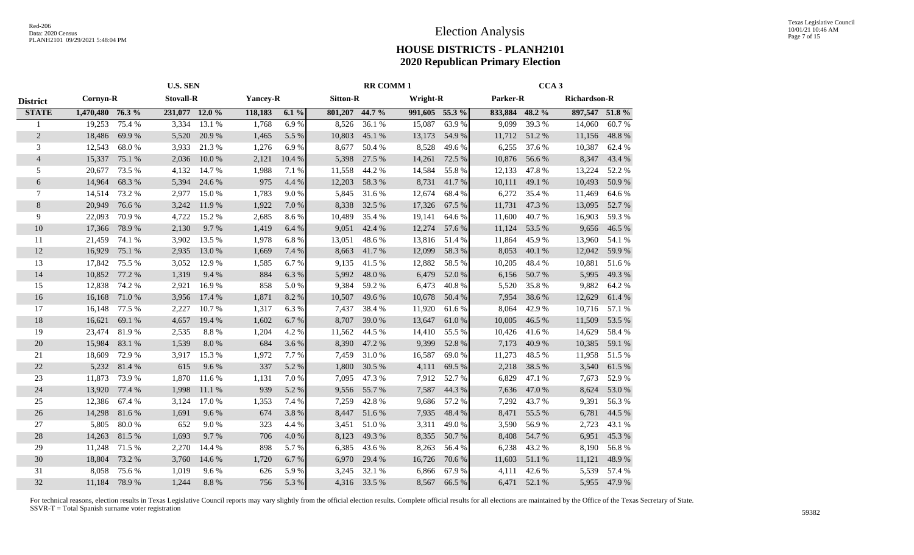# Election Analysis

## HOUSE DISTRICTS - PLANH2101
## 2020 Republican Primary Election

| | U.S. SEN | | | | | | RR COMM 1 | | | | CCA 3 | | | |
|---|---|---|---|---|---|---|---|---|---|---|---|---|---|---|
| **District** | **Cornyn-R** | | **Stovall-R** | | **Yancey-R** | | **Sitton-R** | | **Wright-R** | | **Parker-R** | | **Richardson-R** | |
| **STATE** | **1,470,480** | **76.3 %** | **231,077** | **12.0 %** | **118,183** | **6.1 %** | **801,207** | **44.7 %** | **991,605** | **55.3 %** | **833,884** | **48.2 %** | **897,547** | **51.8 %** |
| 1 | 19,253 | 75.4 % | 3,334 | 13.1 % | 1,768 | 6.9 % | 8,526 | 36.1 % | 15,087 | 63.9 % | 9,099 | 39.3 % | 14,060 | 60.7 % |
| 2 | 18,486 | 69.9 % | 5,520 | 20.9 % | 1,465 | 5.5 % | 10,803 | 45.1 % | 13,173 | 54.9 % | 11,712 | 51.2 % | 11,156 | 48.8 % |
| 3 | 12,543 | 68.0 % | 3,933 | 21.3 % | 1,276 | 6.9 % | 8,677 | 50.4 % | 8,528 | 49.6 % | 6,255 | 37.6 % | 10,387 | 62.4 % |
| 4 | 15,337 | 75.1 % | 2,036 | 10.0 % | 2,121 | 10.4 % | 5,398 | 27.5 % | 14,261 | 72.5 % | 10,876 | 56.6 % | 8,347 | 43.4 % |
| 5 | 20,677 | 73.5 % | 4,132 | 14.7 % | 1,988 | 7.1 % | 11,558 | 44.2 % | 14,584 | 55.8 % | 12,133 | 47.8 % | 13,224 | 52.2 % |
| 6 | 14,964 | 68.3 % | 5,394 | 24.6 % | 975 | 4.4 % | 12,203 | 58.3 % | 8,731 | 41.7 % | 10,111 | 49.1 % | 10,493 | 50.9 % |
| 7 | 14,514 | 73.2 % | 2,977 | 15.0 % | 1,783 | 9.0 % | 5,845 | 31.6 % | 12,674 | 68.4 % | 6,272 | 35.4 % | 11,469 | 64.6 % |
| 8 | 20,949 | 76.6 % | 3,242 | 11.9 % | 1,922 | 7.0 % | 8,338 | 32.5 % | 17,326 | 67.5 % | 11,731 | 47.3 % | 13,095 | 52.7 % |
| 9 | 22,093 | 70.9 % | 4,722 | 15.2 % | 2,685 | 8.6 % | 10,489 | 35.4 % | 19,141 | 64.6 % | 11,600 | 40.7 % | 16,903 | 59.3 % |
| 10 | 17,366 | 78.9 % | 2,130 | 9.7 % | 1,419 | 6.4 % | 9,051 | 42.4 % | 12,274 | 57.6 % | 11,124 | 53.5 % | 9,656 | 46.5 % |
| 11 | 21,459 | 74.1 % | 3,902 | 13.5 % | 1,978 | 6.8 % | 13,051 | 48.6 % | 13,816 | 51.4 % | 11,864 | 45.9 % | 13,960 | 54.1 % |
| 12 | 16,929 | 75.1 % | 2,935 | 13.0 % | 1,669 | 7.4 % | 8,663 | 41.7 % | 12,099 | 58.3 % | 8,053 | 40.1 % | 12,042 | 59.9 % |
| 13 | 17,842 | 75.5 % | 3,052 | 12.9 % | 1,585 | 6.7 % | 9,135 | 41.5 % | 12,882 | 58.5 % | 10,205 | 48.4 % | 10,881 | 51.6 % |
| 14 | 10,852 | 77.2 % | 1,319 | 9.4 % | 884 | 6.3 % | 5,992 | 48.0 % | 6,479 | 52.0 % | 6,156 | 50.7 % | 5,995 | 49.3 % |
| 15 | 12,838 | 74.2 % | 2,921 | 16.9 % | 858 | 5.0 % | 9,384 | 59.2 % | 6,473 | 40.8 % | 5,520 | 35.8 % | 9,882 | 64.2 % |
| 16 | 16,168 | 71.0 % | 3,956 | 17.4 % | 1,871 | 8.2 % | 10,507 | 49.6 % | 10,678 | 50.4 % | 7,954 | 38.6 % | 12,629 | 61.4 % |
| 17 | 16,148 | 77.5 % | 2,227 | 10.7 % | 1,317 | 6.3 % | 7,437 | 38.4 % | 11,920 | 61.6 % | 8,064 | 42.9 % | 10,716 | 57.1 % |
| 18 | 16,621 | 69.1 % | 4,657 | 19.4 % | 1,602 | 6.7 % | 8,707 | 39.0 % | 13,647 | 61.0 % | 10,005 | 46.5 % | 11,509 | 53.5 % |
| 19 | 23,474 | 81.9 % | 2,535 | 8.8 % | 1,204 | 4.2 % | 11,562 | 44.5 % | 14,410 | 55.5 % | 10,426 | 41.6 % | 14,629 | 58.4 % |
| 20 | 15,984 | 83.1 % | 1,539 | 8.0 % | 684 | 3.6 % | 8,390 | 47.2 % | 9,399 | 52.8 % | 7,173 | 40.9 % | 10,385 | 59.1 % |
| 21 | 18,609 | 72.9 % | 3,917 | 15.3 % | 1,972 | 7.7 % | 7,459 | 31.0 % | 16,587 | 69.0 % | 11,273 | 48.5 % | 11,958 | 51.5 % |
| 22 | 5,232 | 81.4 % | 615 | 9.6 % | 337 | 5.2 % | 1,800 | 30.5 % | 4,111 | 69.5 % | 2,218 | 38.5 % | 3,540 | 61.5 % |
| 23 | 11,873 | 73.9 % | 1,870 | 11.6 % | 1,131 | 7.0 % | 7,095 | 47.3 % | 7,912 | 52.7 % | 6,829 | 47.1 % | 7,673 | 52.9 % |
| 24 | 13,920 | 77.4 % | 1,998 | 11.1 % | 939 | 5.2 % | 9,556 | 55.7 % | 7,587 | 44.3 % | 7,636 | 47.0 % | 8,624 | 53.0 % |
| 25 | 12,386 | 67.4 % | 3,124 | 17.0 % | 1,353 | 7.4 % | 7,259 | 42.8 % | 9,686 | 57.2 % | 7,292 | 43.7 % | 9,391 | 56.3 % |
| 26 | 14,298 | 81.6 % | 1,691 | 9.6 % | 674 | 3.8 % | 8,447 | 51.6 % | 7,935 | 48.4 % | 8,471 | 55.5 % | 6,781 | 44.5 % |
| 27 | 5,805 | 80.0 % | 652 | 9.0 % | 323 | 4.4 % | 3,451 | 51.0 % | 3,311 | 49.0 % | 3,590 | 56.9 % | 2,723 | 43.1 % |
| 28 | 14,263 | 81.5 % | 1,693 | 9.7 % | 706 | 4.0 % | 8,123 | 49.3 % | 8,355 | 50.7 % | 8,408 | 54.7 % | 6,951 | 45.3 % |
| 29 | 11,248 | 71.5 % | 2,270 | 14.4 % | 898 | 5.7 % | 6,385 | 43.6 % | 8,263 | 56.4 % | 6,238 | 43.2 % | 8,190 | 56.8 % |
| 30 | 18,804 | 73.2 % | 3,760 | 14.6 % | 1,720 | 6.7 % | 6,970 | 29.4 % | 16,726 | 70.6 % | 11,603 | 51.1 % | 11,121 | 48.9 % |
| 31 | 8,058 | 75.6 % | 1,019 | 9.6 % | 626 | 5.9 % | 3,245 | 32.1 % | 6,866 | 67.9 % | 4,111 | 42.6 % | 5,539 | 57.4 % |
| 32 | 11,184 | 78.9 % | 1,244 | 8.8 % | 756 | 5.3 % | 4,316 | 33.5 % | 8,567 | 66.5 % | 6,471 | 52.1 % | 5,955 | 47.9 % |

For technical reasons, election results in Texas Legislative Council reports may vary slightly from the official election results. Complete official results for all elections are maintained by the Office of the Texas Secretary of State.
SSVR-T = Total Spanish surname voter registration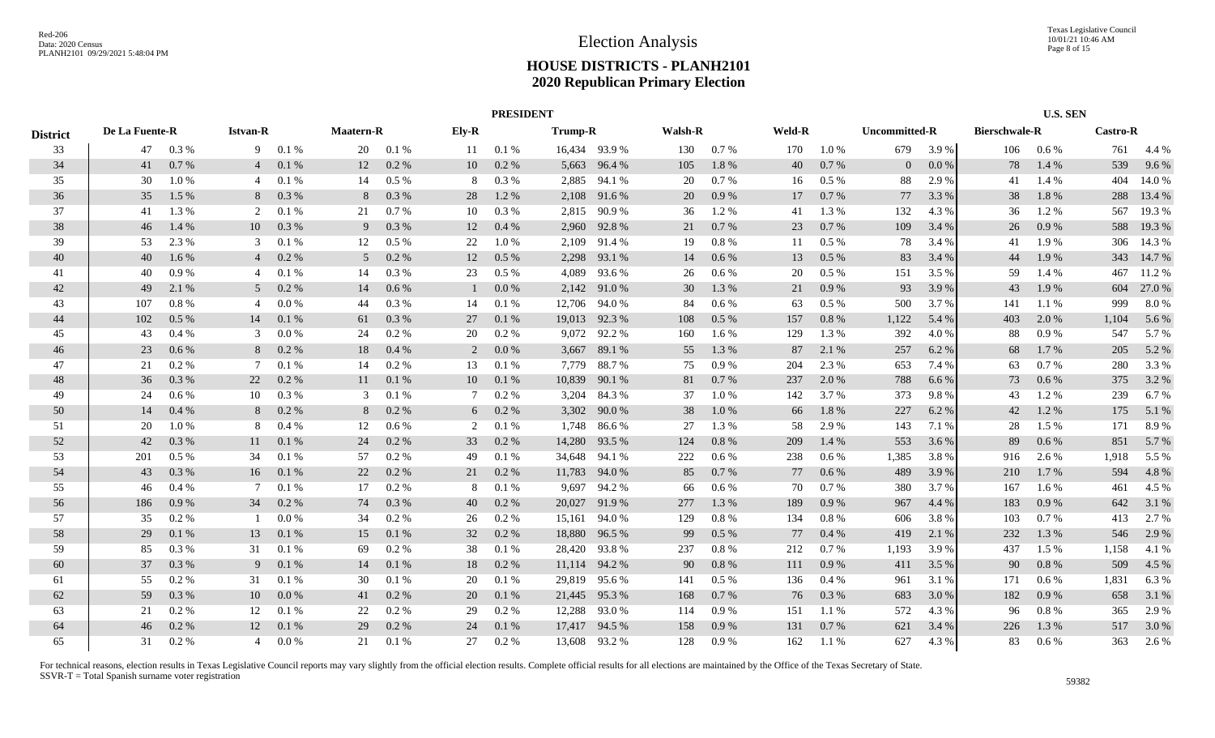# Election Analysis

## HOUSE DISTRICTS - PLANH2101
## 2020 Republican Primary Election

| District | PRESIDENT | | | | | | | | | | | | | | | | | | U.S. SEN | | | |
|---|---|---|---|---|---|---|---|---|---|---|---|---|---|---|---|---|---|---|---|---|---|---|
| | De La Fuente-R | | Istvan-R | | Maatern-R | | Ely-R | | Trump-R | | Walsh-R | | Weld-R | | Uncommitted-R | | | | Bierschwale-R | | Castro-R | |
| 33 | 47 | 0.3 % | 9 | 0.1 % | 20 | 0.1 % | 11 | 0.1 % | 16,434 | 93.9 % | 130 | 0.7 % | 170 | 1.0 % | 679 | 3.9 % | | | 106 | 0.6 % | 761 | 4.4 % |
| 34 | 41 | 0.7 % | 4 | 0.1 % | 12 | 0.2 % | 10 | 0.2 % | 5,663 | 96.4 % | 105 | 1.8 % | 40 | 0.7 % | 0 | 0.0 % | | | 78 | 1.4 % | 539 | 9.6 % |
| 35 | 30 | 1.0 % | 4 | 0.1 % | 14 | 0.5 % | 8 | 0.3 % | 2,885 | 94.1 % | 20 | 0.7 % | 16 | 0.5 % | 88 | 2.9 % | | | 41 | 1.4 % | 404 | 14.0 % |
| 36 | 35 | 1.5 % | 8 | 0.3 % | 8 | 0.3 % | 28 | 1.2 % | 2,108 | 91.6 % | 20 | 0.9 % | 17 | 0.7 % | 77 | 3.3 % | | | 38 | 1.8 % | 288 | 13.4 % |
| 37 | 41 | 1.3 % | 2 | 0.1 % | 21 | 0.7 % | 10 | 0.3 % | 2,815 | 90.9 % | 36 | 1.2 % | 41 | 1.3 % | 132 | 4.3 % | | | 36 | 1.2 % | 567 | 19.3 % |
| 38 | 46 | 1.4 % | 10 | 0.3 % | 9 | 0.3 % | 12 | 0.4 % | 2,960 | 92.8 % | 21 | 0.7 % | 23 | 0.7 % | 109 | 3.4 % | | | 26 | 0.9 % | 588 | 19.3 % |
| 39 | 53 | 2.3 % | 3 | 0.1 % | 12 | 0.5 % | 22 | 1.0 % | 2,109 | 91.4 % | 19 | 0.8 % | 11 | 0.5 % | 78 | 3.4 % | | | 41 | 1.9 % | 306 | 14.3 % |
| 40 | 40 | 1.6 % | 4 | 0.2 % | 5 | 0.2 % | 12 | 0.5 % | 2,298 | 93.1 % | 14 | 0.6 % | 13 | 0.5 % | 83 | 3.4 % | | | 44 | 1.9 % | 343 | 14.7 % |
| 41 | 40 | 0.9 % | 4 | 0.1 % | 14 | 0.3 % | 23 | 0.5 % | 4,089 | 93.6 % | 26 | 0.6 % | 20 | 0.5 % | 151 | 3.5 % | | | 59 | 1.4 % | 467 | 11.2 % |
| 42 | 49 | 2.1 % | 5 | 0.2 % | 14 | 0.6 % | 1 | 0.0 % | 2,142 | 91.0 % | 30 | 1.3 % | 21 | 0.9 % | 93 | 3.9 % | | | 43 | 1.9 % | 604 | 27.0 % |
| 43 | 107 | 0.8 % | 4 | 0.0 % | 44 | 0.3 % | 14 | 0.1 % | 12,706 | 94.0 % | 84 | 0.6 % | 63 | 0.5 % | 500 | 3.7 % | | | 141 | 1.1 % | 999 | 8.0 % |
| 44 | 102 | 0.5 % | 14 | 0.1 % | 61 | 0.3 % | 27 | 0.1 % | 19,013 | 92.3 % | 108 | 0.5 % | 157 | 0.8 % | 1,122 | 5.4 % | | | 403 | 2.0 % | 1,104 | 5.6 % |
| 45 | 43 | 0.4 % | 3 | 0.0 % | 24 | 0.2 % | 20 | 0.2 % | 9,072 | 92.2 % | 160 | 1.6 % | 129 | 1.3 % | 392 | 4.0 % | | | 88 | 0.9 % | 547 | 5.7 % |
| 46 | 23 | 0.6 % | 8 | 0.2 % | 18 | 0.4 % | 2 | 0.0 % | 3,667 | 89.1 % | 55 | 1.3 % | 87 | 2.1 % | 257 | 6.2 % | | | 68 | 1.7 % | 205 | 5.2 % |
| 47 | 21 | 0.2 % | 7 | 0.1 % | 14 | 0.2 % | 13 | 0.1 % | 7,779 | 88.7 % | 75 | 0.9 % | 204 | 2.3 % | 653 | 7.4 % | | | 63 | 0.7 % | 280 | 3.3 % |
| 48 | 36 | 0.3 % | 22 | 0.2 % | 11 | 0.1 % | 10 | 0.1 % | 10,839 | 90.1 % | 81 | 0.7 % | 237 | 2.0 % | 788 | 6.6 % | | | 73 | 0.6 % | 375 | 3.2 % |
| 49 | 24 | 0.6 % | 10 | 0.3 % | 3 | 0.1 % | 7 | 0.2 % | 3,204 | 84.3 % | 37 | 1.0 % | 142 | 3.7 % | 373 | 9.8 % | | | 43 | 1.2 % | 239 | 6.7 % |
| 50 | 14 | 0.4 % | 8 | 0.2 % | 8 | 0.2 % | 6 | 0.2 % | 3,302 | 90.0 % | 38 | 1.0 % | 66 | 1.8 % | 227 | 6.2 % | | | 42 | 1.2 % | 175 | 5.1 % |
| 51 | 20 | 1.0 % | 8 | 0.4 % | 12 | 0.6 % | 2 | 0.1 % | 1,748 | 86.6 % | 27 | 1.3 % | 58 | 2.9 % | 143 | 7.1 % | | | 28 | 1.5 % | 171 | 8.9 % |
| 52 | 42 | 0.3 % | 11 | 0.1 % | 24 | 0.2 % | 33 | 0.2 % | 14,280 | 93.5 % | 124 | 0.8 % | 209 | 1.4 % | 553 | 3.6 % | | | 89 | 0.6 % | 851 | 5.7 % |
| 53 | 201 | 0.5 % | 34 | 0.1 % | 57 | 0.2 % | 49 | 0.1 % | 34,648 | 94.1 % | 222 | 0.6 % | 238 | 0.6 % | 1,385 | 3.8 % | | | 916 | 2.6 % | 1,918 | 5.5 % |
| 54 | 43 | 0.3 % | 16 | 0.1 % | 22 | 0.2 % | 21 | 0.2 % | 11,783 | 94.0 % | 85 | 0.7 % | 77 | 0.6 % | 489 | 3.9 % | | | 210 | 1.7 % | 594 | 4.8 % |
| 55 | 46 | 0.4 % | 7 | 0.1 % | 17 | 0.2 % | 8 | 0.1 % | 9,697 | 94.2 % | 66 | 0.6 % | 70 | 0.7 % | 380 | 3.7 % | | | 167 | 1.6 % | 461 | 4.5 % |
| 56 | 186 | 0.9 % | 34 | 0.2 % | 74 | 0.3 % | 40 | 0.2 % | 20,027 | 91.9 % | 277 | 1.3 % | 189 | 0.9 % | 967 | 4.4 % | | | 183 | 0.9 % | 642 | 3.1 % |
| 57 | 35 | 0.2 % | 1 | 0.0 % | 34 | 0.2 % | 26 | 0.2 % | 15,161 | 94.0 % | 129 | 0.8 % | 134 | 0.8 % | 606 | 3.8 % | | | 103 | 0.7 % | 413 | 2.7 % |
| 58 | 29 | 0.1 % | 13 | 0.1 % | 15 | 0.1 % | 32 | 0.2 % | 18,880 | 96.5 % | 99 | 0.5 % | 77 | 0.4 % | 419 | 2.1 % | | | 232 | 1.3 % | 546 | 2.9 % |
| 59 | 85 | 0.3 % | 31 | 0.1 % | 69 | 0.2 % | 38 | 0.1 % | 28,420 | 93.8 % | 237 | 0.8 % | 212 | 0.7 % | 1,193 | 3.9 % | | | 437 | 1.5 % | 1,158 | 4.1 % |
| 60 | 37 | 0.3 % | 9 | 0.1 % | 14 | 0.1 % | 18 | 0.2 % | 11,114 | 94.2 % | 90 | 0.8 % | 111 | 0.9 % | 411 | 3.5 % | | | 90 | 0.8 % | 509 | 4.5 % |
| 61 | 55 | 0.2 % | 31 | 0.1 % | 30 | 0.1 % | 20 | 0.1 % | 29,819 | 95.6 % | 141 | 0.5 % | 136 | 0.4 % | 961 | 3.1 % | | | 171 | 0.6 % | 1,831 | 6.3 % |
| 62 | 59 | 0.3 % | 10 | 0.0 % | 41 | 0.2 % | 20 | 0.1 % | 21,445 | 95.3 % | 168 | 0.7 % | 76 | 0.3 % | 683 | 3.0 % | | | 182 | 0.9 % | 658 | 3.1 % |
| 63 | 21 | 0.2 % | 12 | 0.1 % | 22 | 0.2 % | 29 | 0.2 % | 12,288 | 93.0 % | 114 | 0.9 % | 151 | 1.1 % | 572 | 4.3 % | | | 96 | 0.8 % | 365 | 2.9 % |
| 64 | 46 | 0.2 % | 12 | 0.1 % | 29 | 0.2 % | 24 | 0.1 % | 17,417 | 94.5 % | 158 | 0.9 % | 131 | 0.7 % | 621 | 3.4 % | | | 226 | 1.3 % | 517 | 3.0 % |
| 65 | 31 | 0.2 % | 4 | 0.0 % | 21 | 0.1 % | 27 | 0.2 % | 13,608 | 93.2 % | 128 | 0.9 % | 162 | 1.1 % | 627 | 4.3 % | | | 83 | 0.6 % | 363 | 2.6 % |

For technical reasons, election results in Texas Legislative Council reports may vary slightly from the official election results. Complete official results for all elections are maintained by the Office of the Texas Secretary of State.
SSVR-T = Total Spanish surname voter registration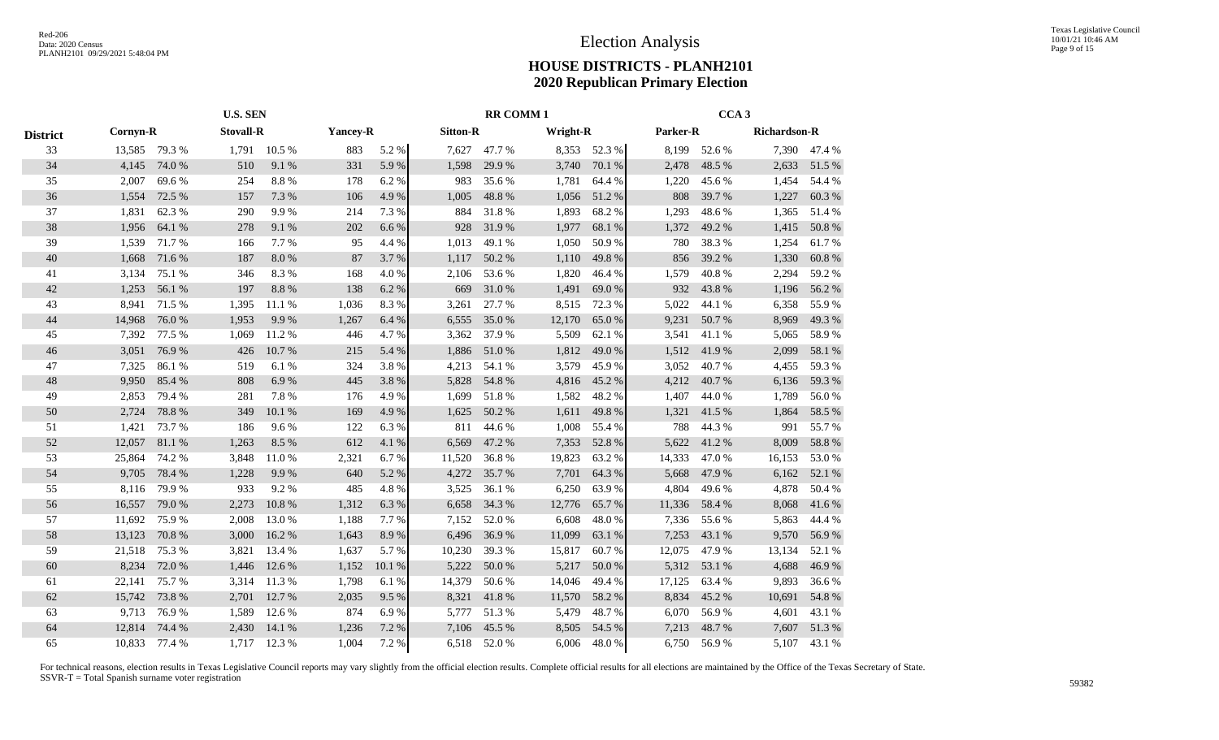# Election Analysis

## HOUSE DISTRICTS - PLANH2101
## 2020 Republican Primary Election

| | U.S. SEN | | | | | | RR COMM 1 | | | | CCA 3 | | | |
|---|---|---|---|---|---|---|---|---|---|---|---|---|---|---|
| District | Cornyn-R | | Stovall-R | | Yancey-R | | Sitton-R | | Wright-R | | Parker-R | | Richardson-R | |
| 33 | 13,585 | 79.3 % | 1,791 | 10.5 % | 883 | 5.2 % | 7,627 | 47.7 % | 8,353 | 52.3 % | 8,199 | 52.6 % | 7,390 | 47.4 % |
| 34 | 4,145 | 74.0 % | 510 | 9.1 % | 331 | 5.9 % | 1,598 | 29.9 % | 3,740 | 70.1 % | 2,478 | 48.5 % | 2,633 | 51.5 % |
| 35 | 2,007 | 69.6 % | 254 | 8.8 % | 178 | 6.2 % | 983 | 35.6 % | 1,781 | 64.4 % | 1,220 | 45.6 % | 1,454 | 54.4 % |
| 36 | 1,554 | 72.5 % | 157 | 7.3 % | 106 | 4.9 % | 1,005 | 48.8 % | 1,056 | 51.2 % | 808 | 39.7 % | 1,227 | 60.3 % |
| 37 | 1,831 | 62.3 % | 290 | 9.9 % | 214 | 7.3 % | 884 | 31.8 % | 1,893 | 68.2 % | 1,293 | 48.6 % | 1,365 | 51.4 % |
| 38 | 1,956 | 64.1 % | 278 | 9.1 % | 202 | 6.6 % | 928 | 31.9 % | 1,977 | 68.1 % | 1,372 | 49.2 % | 1,415 | 50.8 % |
| 39 | 1,539 | 71.7 % | 166 | 7.7 % | 95 | 4.4 % | 1,013 | 49.1 % | 1,050 | 50.9 % | 780 | 38.3 % | 1,254 | 61.7 % |
| 40 | 1,668 | 71.6 % | 187 | 8.0 % | 87 | 3.7 % | 1,117 | 50.2 % | 1,110 | 49.8 % | 856 | 39.2 % | 1,330 | 60.8 % |
| 41 | 3,134 | 75.1 % | 346 | 8.3 % | 168 | 4.0 % | 2,106 | 53.6 % | 1,820 | 46.4 % | 1,579 | 40.8 % | 2,294 | 59.2 % |
| 42 | 1,253 | 56.1 % | 197 | 8.8 % | 138 | 6.2 % | 669 | 31.0 % | 1,491 | 69.0 % | 932 | 43.8 % | 1,196 | 56.2 % |
| 43 | 8,941 | 71.5 % | 1,395 | 11.1 % | 1,036 | 8.3 % | 3,261 | 27.7 % | 8,515 | 72.3 % | 5,022 | 44.1 % | 6,358 | 55.9 % |
| 44 | 14,968 | 76.0 % | 1,953 | 9.9 % | 1,267 | 6.4 % | 6,555 | 35.0 % | 12,170 | 65.0 % | 9,231 | 50.7 % | 8,969 | 49.3 % |
| 45 | 7,392 | 77.5 % | 1,069 | 11.2 % | 446 | 4.7 % | 3,362 | 37.9 % | 5,509 | 62.1 % | 3,541 | 41.1 % | 5,065 | 58.9 % |
| 46 | 3,051 | 76.9 % | 426 | 10.7 % | 215 | 5.4 % | 1,886 | 51.0 % | 1,812 | 49.0 % | 1,512 | 41.9 % | 2,099 | 58.1 % |
| 47 | 7,325 | 86.1 % | 519 | 6.1 % | 324 | 3.8 % | 4,213 | 54.1 % | 3,579 | 45.9 % | 3,052 | 40.7 % | 4,455 | 59.3 % |
| 48 | 9,950 | 85.4 % | 808 | 6.9 % | 445 | 3.8 % | 5,828 | 54.8 % | 4,816 | 45.2 % | 4,212 | 40.7 % | 6,136 | 59.3 % |
| 49 | 2,853 | 79.4 % | 281 | 7.8 % | 176 | 4.9 % | 1,699 | 51.8 % | 1,582 | 48.2 % | 1,407 | 44.0 % | 1,789 | 56.0 % |
| 50 | 2,724 | 78.8 % | 349 | 10.1 % | 169 | 4.9 % | 1,625 | 50.2 % | 1,611 | 49.8 % | 1,321 | 41.5 % | 1,864 | 58.5 % |
| 51 | 1,421 | 73.7 % | 186 | 9.6 % | 122 | 6.3 % | 811 | 44.6 % | 1,008 | 55.4 % | 788 | 44.3 % | 991 | 55.7 % |
| 52 | 12,057 | 81.1 % | 1,263 | 8.5 % | 612 | 4.1 % | 6,569 | 47.2 % | 7,353 | 52.8 % | 5,622 | 41.2 % | 8,009 | 58.8 % |
| 53 | 25,864 | 74.2 % | 3,848 | 11.0 % | 2,321 | 6.7 % | 11,520 | 36.8 % | 19,823 | 63.2 % | 14,333 | 47.0 % | 16,153 | 53.0 % |
| 54 | 9,705 | 78.4 % | 1,228 | 9.9 % | 640 | 5.2 % | 4,272 | 35.7 % | 7,701 | 64.3 % | 5,668 | 47.9 % | 6,162 | 52.1 % |
| 55 | 8,116 | 79.9 % | 933 | 9.2 % | 485 | 4.8 % | 3,525 | 36.1 % | 6,250 | 63.9 % | 4,804 | 49.6 % | 4,878 | 50.4 % |
| 56 | 16,557 | 79.0 % | 2,273 | 10.8 % | 1,312 | 6.3 % | 6,658 | 34.3 % | 12,776 | 65.7 % | 11,336 | 58.4 % | 8,068 | 41.6 % |
| 57 | 11,692 | 75.9 % | 2,008 | 13.0 % | 1,188 | 7.7 % | 7,152 | 52.0 % | 6,608 | 48.0 % | 7,336 | 55.6 % | 5,863 | 44.4 % |
| 58 | 13,123 | 70.8 % | 3,000 | 16.2 % | 1,643 | 8.9 % | 6,496 | 36.9 % | 11,099 | 63.1 % | 7,253 | 43.1 % | 9,570 | 56.9 % |
| 59 | 21,518 | 75.3 % | 3,821 | 13.4 % | 1,637 | 5.7 % | 10,230 | 39.3 % | 15,817 | 60.7 % | 12,075 | 47.9 % | 13,134 | 52.1 % |
| 60 | 8,234 | 72.0 % | 1,446 | 12.6 % | 1,152 | 10.1 % | 5,222 | 50.0 % | 5,217 | 50.0 % | 5,312 | 53.1 % | 4,688 | 46.9 % |
| 61 | 22,141 | 75.7 % | 3,314 | 11.3 % | 1,798 | 6.1 % | 14,379 | 50.6 % | 14,046 | 49.4 % | 17,125 | 63.4 % | 9,893 | 36.6 % |
| 62 | 15,742 | 73.8 % | 2,701 | 12.7 % | 2,035 | 9.5 % | 8,321 | 41.8 % | 11,570 | 58.2 % | 8,834 | 45.2 % | 10,691 | 54.8 % |
| 63 | 9,713 | 76.9 % | 1,589 | 12.6 % | 874 | 6.9 % | 5,777 | 51.3 % | 5,479 | 48.7 % | 6,070 | 56.9 % | 4,601 | 43.1 % |
| 64 | 12,814 | 74.4 % | 2,430 | 14.1 % | 1,236 | 7.2 % | 7,106 | 45.5 % | 8,505 | 54.5 % | 7,213 | 48.7 % | 7,607 | 51.3 % |
| 65 | 10,833 | 77.4 % | 1,717 | 12.3 % | 1,004 | 7.2 % | 6,518 | 52.0 % | 6,006 | 48.0 % | 6,750 | 56.9 % | 5,107 | 43.1 % |

For technical reasons, election results in Texas Legislative Council reports may vary slightly from the official election results. Complete official results for all elections are maintained by the Office of the Texas Secretary of State.
SSVR-T = Total Spanish surname voter registration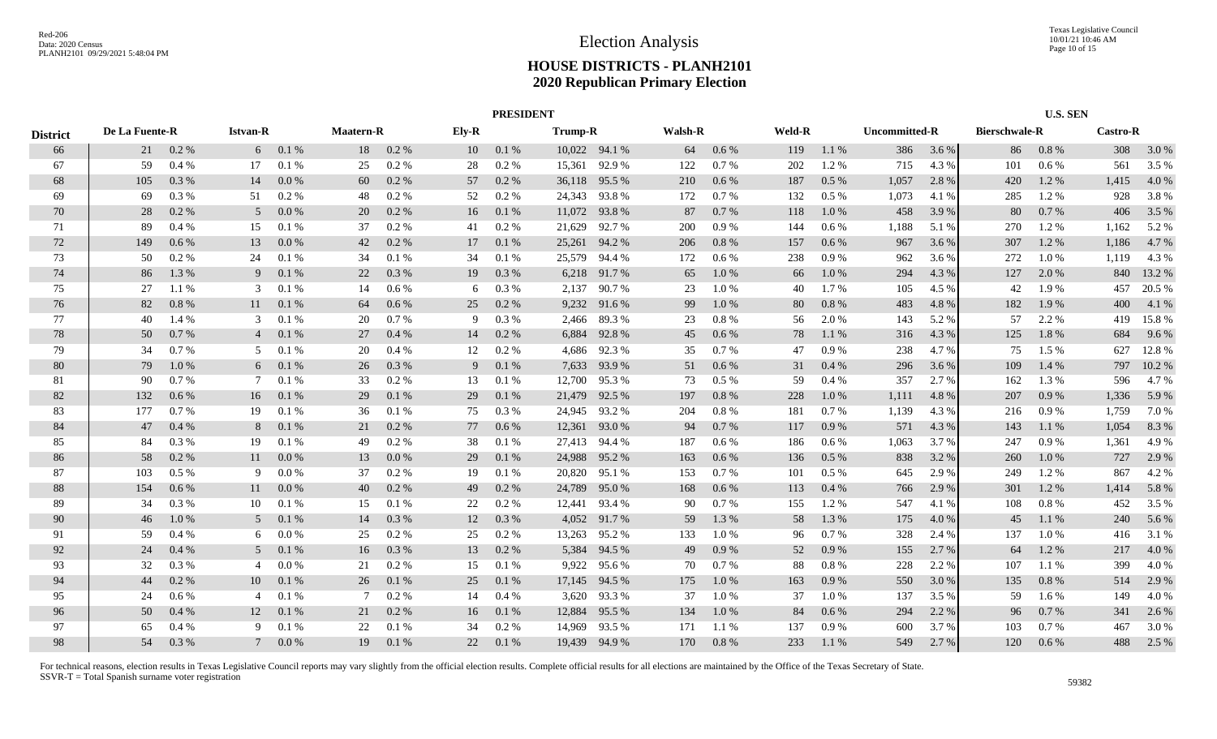# Election Analysis

## HOUSE DISTRICTS - PLANH2101
## 2020 Republican Primary Election

| District | PRESIDENT | | | | | | | | | | | | | | | | | | U.S. SEN | | | |
|---|---|---|---|---|---|---|---|---|---|---|---|---|---|---|---|---|---|---|---|---|---|---|
| | De La Fuente-R | | Istvan-R | | Maatern-R | | Ely-R | | Trump-R | | Walsh-R | | Weld-R | | Uncommitted-R | | | | Bierschwale-R | | Castro-R | |
| 66 | 21 | 0.2 % | 6 | 0.1 % | 18 | 0.2 % | 10 | 0.1 % | 10,022 | 94.1 % | 64 | 0.6 % | 119 | 1.1 % | 386 | 3.6 % | | | 86 | 0.8 % | 308 | 3.0 % |
| 67 | 59 | 0.4 % | 17 | 0.1 % | 25 | 0.2 % | 28 | 0.2 % | 15,361 | 92.9 % | 122 | 0.7 % | 202 | 1.2 % | 715 | 4.3 % | | | 101 | 0.6 % | 561 | 3.5 % |
| 68 | 105 | 0.3 % | 14 | 0.0 % | 60 | 0.2 % | 57 | 0.2 % | 36,118 | 95.5 % | 210 | 0.6 % | 187 | 0.5 % | 1,057 | 2.8 % | | | 420 | 1.2 % | 1,415 | 4.0 % |
| 69 | 69 | 0.3 % | 51 | 0.2 % | 48 | 0.2 % | 52 | 0.2 % | 24,343 | 93.8 % | 172 | 0.7 % | 132 | 0.5 % | 1,073 | 4.1 % | | | 285 | 1.2 % | 928 | 3.8 % |
| 70 | 28 | 0.2 % | 5 | 0.0 % | 20 | 0.2 % | 16 | 0.1 % | 11,072 | 93.8 % | 87 | 0.7 % | 118 | 1.0 % | 458 | 3.9 % | | | 80 | 0.7 % | 406 | 3.5 % |
| 71 | 89 | 0.4 % | 15 | 0.1 % | 37 | 0.2 % | 41 | 0.2 % | 21,629 | 92.7 % | 200 | 0.9 % | 144 | 0.6 % | 1,188 | 5.1 % | | | 270 | 1.2 % | 1,162 | 5.2 % |
| 72 | 149 | 0.6 % | 13 | 0.0 % | 42 | 0.2 % | 17 | 0.1 % | 25,261 | 94.2 % | 206 | 0.8 % | 157 | 0.6 % | 967 | 3.6 % | | | 307 | 1.2 % | 1,186 | 4.7 % |
| 73 | 50 | 0.2 % | 24 | 0.1 % | 34 | 0.1 % | 34 | 0.1 % | 25,579 | 94.4 % | 172 | 0.6 % | 238 | 0.9 % | 962 | 3.6 % | | | 272 | 1.0 % | 1,119 | 4.3 % |
| 74 | 86 | 1.3 % | 9 | 0.1 % | 22 | 0.3 % | 19 | 0.3 % | 6,218 | 91.7 % | 65 | 1.0 % | 66 | 1.0 % | 294 | 4.3 % | | | 127 | 2.0 % | 840 | 13.2 % |
| 75 | 27 | 1.1 % | 3 | 0.1 % | 14 | 0.6 % | 6 | 0.3 % | 2,137 | 90.7 % | 23 | 1.0 % | 40 | 1.7 % | 105 | 4.5 % | | | 42 | 1.9 % | 457 | 20.5 % |
| 76 | 82 | 0.8 % | 11 | 0.1 % | 64 | 0.6 % | 25 | 0.2 % | 9,232 | 91.6 % | 99 | 1.0 % | 80 | 0.8 % | 483 | 4.8 % | | | 182 | 1.9 % | 400 | 4.1 % |
| 77 | 40 | 1.4 % | 3 | 0.1 % | 20 | 0.7 % | 9 | 0.3 % | 2,466 | 89.3 % | 23 | 0.8 % | 56 | 2.0 % | 143 | 5.2 % | | | 57 | 2.2 % | 419 | 15.8 % |
| 78 | 50 | 0.7 % | 4 | 0.1 % | 27 | 0.4 % | 14 | 0.2 % | 6,884 | 92.8 % | 45 | 0.6 % | 78 | 1.1 % | 316 | 4.3 % | | | 125 | 1.8 % | 684 | 9.6 % |
| 79 | 34 | 0.7 % | 5 | 0.1 % | 20 | 0.4 % | 12 | 0.2 % | 4,686 | 92.3 % | 35 | 0.7 % | 47 | 0.9 % | 238 | 4.7 % | | | 75 | 1.5 % | 627 | 12.8 % |
| 80 | 79 | 1.0 % | 6 | 0.1 % | 26 | 0.3 % | 9 | 0.1 % | 7,633 | 93.9 % | 51 | 0.6 % | 31 | 0.4 % | 296 | 3.6 % | | | 109 | 1.4 % | 797 | 10.2 % |
| 81 | 90 | 0.7 % | 7 | 0.1 % | 33 | 0.2 % | 13 | 0.1 % | 12,700 | 95.3 % | 73 | 0.5 % | 59 | 0.4 % | 357 | 2.7 % | | | 162 | 1.3 % | 596 | 4.7 % |
| 82 | 132 | 0.6 % | 16 | 0.1 % | 29 | 0.1 % | 29 | 0.1 % | 21,479 | 92.5 % | 197 | 0.8 % | 228 | 1.0 % | 1,111 | 4.8 % | | | 207 | 0.9 % | 1,336 | 5.9 % |
| 83 | 177 | 0.7 % | 19 | 0.1 % | 36 | 0.1 % | 75 | 0.3 % | 24,945 | 93.2 % | 204 | 0.8 % | 181 | 0.7 % | 1,139 | 4.3 % | | | 216 | 0.9 % | 1,759 | 7.0 % |
| 84 | 47 | 0.4 % | 8 | 0.1 % | 21 | 0.2 % | 77 | 0.6 % | 12,361 | 93.0 % | 94 | 0.7 % | 117 | 0.9 % | 571 | 4.3 % | | | 143 | 1.1 % | 1,054 | 8.3 % |
| 85 | 84 | 0.3 % | 19 | 0.1 % | 49 | 0.2 % | 38 | 0.1 % | 27,413 | 94.4 % | 187 | 0.6 % | 186 | 0.6 % | 1,063 | 3.7 % | | | 247 | 0.9 % | 1,361 | 4.9 % |
| 86 | 58 | 0.2 % | 11 | 0.0 % | 13 | 0.0 % | 29 | 0.1 % | 24,988 | 95.2 % | 163 | 0.6 % | 136 | 0.5 % | 838 | 3.2 % | | | 260 | 1.0 % | 727 | 2.9 % |
| 87 | 103 | 0.5 % | 9 | 0.0 % | 37 | 0.2 % | 19 | 0.1 % | 20,820 | 95.1 % | 153 | 0.7 % | 101 | 0.5 % | 645 | 2.9 % | | | 249 | 1.2 % | 867 | 4.2 % |
| 88 | 154 | 0.6 % | 11 | 0.0 % | 40 | 0.2 % | 49 | 0.2 % | 24,789 | 95.0 % | 168 | 0.6 % | 113 | 0.4 % | 766 | 2.9 % | | | 301 | 1.2 % | 1,414 | 5.8 % |
| 89 | 34 | 0.3 % | 10 | 0.1 % | 15 | 0.1 % | 22 | 0.2 % | 12,441 | 93.4 % | 90 | 0.7 % | 155 | 1.2 % | 547 | 4.1 % | | | 108 | 0.8 % | 452 | 3.5 % |
| 90 | 46 | 1.0 % | 5 | 0.1 % | 14 | 0.3 % | 12 | 0.3 % | 4,052 | 91.7 % | 59 | 1.3 % | 58 | 1.3 % | 175 | 4.0 % | | | 45 | 1.1 % | 240 | 5.6 % |
| 91 | 59 | 0.4 % | 6 | 0.0 % | 25 | 0.2 % | 25 | 0.2 % | 13,263 | 95.2 % | 133 | 1.0 % | 96 | 0.7 % | 328 | 2.4 % | | | 137 | 1.0 % | 416 | 3.1 % |
| 92 | 24 | 0.4 % | 5 | 0.1 % | 16 | 0.3 % | 13 | 0.2 % | 5,384 | 94.5 % | 49 | 0.9 % | 52 | 0.9 % | 155 | 2.7 % | | | 64 | 1.2 % | 217 | 4.0 % |
| 93 | 32 | 0.3 % | 4 | 0.0 % | 21 | 0.2 % | 15 | 0.1 % | 9,922 | 95.6 % | 70 | 0.7 % | 88 | 0.8 % | 228 | 2.2 % | | | 107 | 1.1 % | 399 | 4.0 % |
| 94 | 44 | 0.2 % | 10 | 0.1 % | 26 | 0.1 % | 25 | 0.1 % | 17,145 | 94.5 % | 175 | 1.0 % | 163 | 0.9 % | 550 | 3.0 % | | | 135 | 0.8 % | 514 | 2.9 % |
| 95 | 24 | 0.6 % | 4 | 0.1 % | 7 | 0.2 % | 14 | 0.4 % | 3,620 | 93.3 % | 37 | 1.0 % | 37 | 1.0 % | 137 | 3.5 % | | | 59 | 1.6 % | 149 | 4.0 % |
| 96 | 50 | 0.4 % | 12 | 0.1 % | 21 | 0.2 % | 16 | 0.1 % | 12,884 | 95.5 % | 134 | 1.0 % | 84 | 0.6 % | 294 | 2.2 % | | | 96 | 0.7 % | 341 | 2.6 % |
| 97 | 65 | 0.4 % | 9 | 0.1 % | 22 | 0.1 % | 34 | 0.2 % | 14,969 | 93.5 % | 171 | 1.1 % | 137 | 0.9 % | 600 | 3.7 % | | | 103 | 0.7 % | 467 | 3.0 % |
| 98 | 54 | 0.3 % | 7 | 0.0 % | 19 | 0.1 % | 22 | 0.1 % | 19,439 | 94.9 % | 170 | 0.8 % | 233 | 1.1 % | 549 | 2.7 % | | | 120 | 0.6 % | 488 | 2.5 % |

For technical reasons, election results in Texas Legislative Council reports may vary slightly from the official election results. Complete official results for all elections are maintained by the Office of the Texas Secretary of State.
SSVR-T = Total Spanish surname voter registration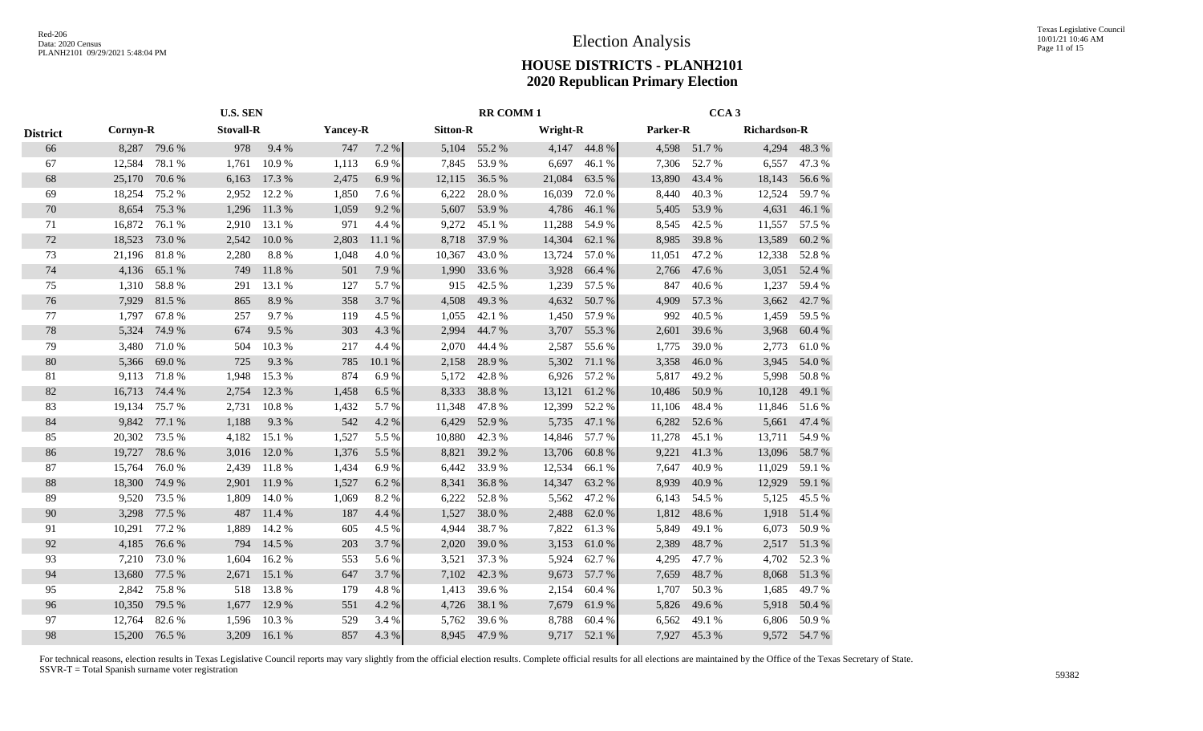# Election Analysis

## HOUSE DISTRICTS - PLANH2101
## 2020 Republican Primary Election

| District | U.S. SEN | | | | | | RR COMM 1 | | | | CCA 3 | | | |
|---|---|---|---|---|---|---|---|---|---|---|---|---|---|---|
| | Cornyn-R | | Stovall-R | | Yancey-R | | Sitton-R | | Wright-R | | Parker-R | | Richardson-R | |
| 66 | 8,287 | 79.6 % | 978 | 9.4 % | 747 | 7.2 % | 5,104 | 55.2 % | 4,147 | 44.8 % | 4,598 | 51.7 % | 4,294 | 48.3 % |
| 67 | 12,584 | 78.1 % | 1,761 | 10.9 % | 1,113 | 6.9 % | 7,845 | 53.9 % | 6,697 | 46.1 % | 7,306 | 52.7 % | 6,557 | 47.3 % |
| 68 | 25,170 | 70.6 % | 6,163 | 17.3 % | 2,475 | 6.9 % | 12,115 | 36.5 % | 21,084 | 63.5 % | 13,890 | 43.4 % | 18,143 | 56.6 % |
| 69 | 18,254 | 75.2 % | 2,952 | 12.2 % | 1,850 | 7.6 % | 6,222 | 28.0 % | 16,039 | 72.0 % | 8,440 | 40.3 % | 12,524 | 59.7 % |
| 70 | 8,654 | 75.3 % | 1,296 | 11.3 % | 1,059 | 9.2 % | 5,607 | 53.9 % | 4,786 | 46.1 % | 5,405 | 53.9 % | 4,631 | 46.1 % |
| 71 | 16,872 | 76.1 % | 2,910 | 13.1 % | 971 | 4.4 % | 9,272 | 45.1 % | 11,288 | 54.9 % | 8,545 | 42.5 % | 11,557 | 57.5 % |
| 72 | 18,523 | 73.0 % | 2,542 | 10.0 % | 2,803 | 11.1 % | 8,718 | 37.9 % | 14,304 | 62.1 % | 8,985 | 39.8 % | 13,589 | 60.2 % |
| 73 | 21,196 | 81.8 % | 2,280 | 8.8 % | 1,048 | 4.0 % | 10,367 | 43.0 % | 13,724 | 57.0 % | 11,051 | 47.2 % | 12,338 | 52.8 % |
| 74 | 4,136 | 65.1 % | 749 | 11.8 % | 501 | 7.9 % | 1,990 | 33.6 % | 3,928 | 66.4 % | 2,766 | 47.6 % | 3,051 | 52.4 % |
| 75 | 1,310 | 58.8 % | 291 | 13.1 % | 127 | 5.7 % | 915 | 42.5 % | 1,239 | 57.5 % | 847 | 40.6 % | 1,237 | 59.4 % |
| 76 | 7,929 | 81.5 % | 865 | 8.9 % | 358 | 3.7 % | 4,508 | 49.3 % | 4,632 | 50.7 % | 4,909 | 57.3 % | 3,662 | 42.7 % |
| 77 | 1,797 | 67.8 % | 257 | 9.7 % | 119 | 4.5 % | 1,055 | 42.1 % | 1,450 | 57.9 % | 992 | 40.5 % | 1,459 | 59.5 % |
| 78 | 5,324 | 74.9 % | 674 | 9.5 % | 303 | 4.3 % | 2,994 | 44.7 % | 3,707 | 55.3 % | 2,601 | 39.6 % | 3,968 | 60.4 % |
| 79 | 3,480 | 71.0 % | 504 | 10.3 % | 217 | 4.4 % | 2,070 | 44.4 % | 2,587 | 55.6 % | 1,775 | 39.0 % | 2,773 | 61.0 % |
| 80 | 5,366 | 69.0 % | 725 | 9.3 % | 785 | 10.1 % | 2,158 | 28.9 % | 5,302 | 71.1 % | 3,358 | 46.0 % | 3,945 | 54.0 % |
| 81 | 9,113 | 71.8 % | 1,948 | 15.3 % | 874 | 6.9 % | 5,172 | 42.8 % | 6,926 | 57.2 % | 5,817 | 49.2 % | 5,998 | 50.8 % |
| 82 | 16,713 | 74.4 % | 2,754 | 12.3 % | 1,458 | 6.5 % | 8,333 | 38.8 % | 13,121 | 61.2 % | 10,486 | 50.9 % | 10,128 | 49.1 % |
| 83 | 19,134 | 75.7 % | 2,731 | 10.8 % | 1,432 | 5.7 % | 11,348 | 47.8 % | 12,399 | 52.2 % | 11,106 | 48.4 % | 11,846 | 51.6 % |
| 84 | 9,842 | 77.1 % | 1,188 | 9.3 % | 542 | 4.2 % | 6,429 | 52.9 % | 5,735 | 47.1 % | 6,282 | 52.6 % | 5,661 | 47.4 % |
| 85 | 20,302 | 73.5 % | 4,182 | 15.1 % | 1,527 | 5.5 % | 10,880 | 42.3 % | 14,846 | 57.7 % | 11,278 | 45.1 % | 13,711 | 54.9 % |
| 86 | 19,727 | 78.6 % | 3,016 | 12.0 % | 1,376 | 5.5 % | 8,821 | 39.2 % | 13,706 | 60.8 % | 9,221 | 41.3 % | 13,096 | 58.7 % |
| 87 | 15,764 | 76.0 % | 2,439 | 11.8 % | 1,434 | 6.9 % | 6,442 | 33.9 % | 12,534 | 66.1 % | 7,647 | 40.9 % | 11,029 | 59.1 % |
| 88 | 18,300 | 74.9 % | 2,901 | 11.9 % | 1,527 | 6.2 % | 8,341 | 36.8 % | 14,347 | 63.2 % | 8,939 | 40.9 % | 12,929 | 59.1 % |
| 89 | 9,520 | 73.5 % | 1,809 | 14.0 % | 1,069 | 8.2 % | 6,222 | 52.8 % | 5,562 | 47.2 % | 6,143 | 54.5 % | 5,125 | 45.5 % |
| 90 | 3,298 | 77.5 % | 487 | 11.4 % | 187 | 4.4 % | 1,527 | 38.0 % | 2,488 | 62.0 % | 1,812 | 48.6 % | 1,918 | 51.4 % |
| 91 | 10,291 | 77.2 % | 1,889 | 14.2 % | 605 | 4.5 % | 4,944 | 38.7 % | 7,822 | 61.3 % | 5,849 | 49.1 % | 6,073 | 50.9 % |
| 92 | 4,185 | 76.6 % | 794 | 14.5 % | 203 | 3.7 % | 2,020 | 39.0 % | 3,153 | 61.0 % | 2,389 | 48.7 % | 2,517 | 51.3 % |
| 93 | 7,210 | 73.0 % | 1,604 | 16.2 % | 553 | 5.6 % | 3,521 | 37.3 % | 5,924 | 62.7 % | 4,295 | 47.7 % | 4,702 | 52.3 % |
| 94 | 13,680 | 77.5 % | 2,671 | 15.1 % | 647 | 3.7 % | 7,102 | 42.3 % | 9,673 | 57.7 % | 7,659 | 48.7 % | 8,068 | 51.3 % |
| 95 | 2,842 | 75.8 % | 518 | 13.8 % | 179 | 4.8 % | 1,413 | 39.6 % | 2,154 | 60.4 % | 1,707 | 50.3 % | 1,685 | 49.7 % |
| 96 | 10,350 | 79.5 % | 1,677 | 12.9 % | 551 | 4.2 % | 4,726 | 38.1 % | 7,679 | 61.9 % | 5,826 | 49.6 % | 5,918 | 50.4 % |
| 97 | 12,764 | 82.6 % | 1,596 | 10.3 % | 529 | 3.4 % | 5,762 | 39.6 % | 8,788 | 60.4 % | 6,562 | 49.1 % | 6,806 | 50.9 % |
| 98 | 15,200 | 76.5 % | 3,209 | 16.1 % | 857 | 4.3 % | 8,945 | 47.9 % | 9,717 | 52.1 % | 7,927 | 45.3 % | 9,572 | 54.7 % |

For technical reasons, election results in Texas Legislative Council reports may vary slightly from the official election results. Complete official results for all elections are maintained by the Office of the Texas Secretary of State.
SSVR-T = Total Spanish surname voter registration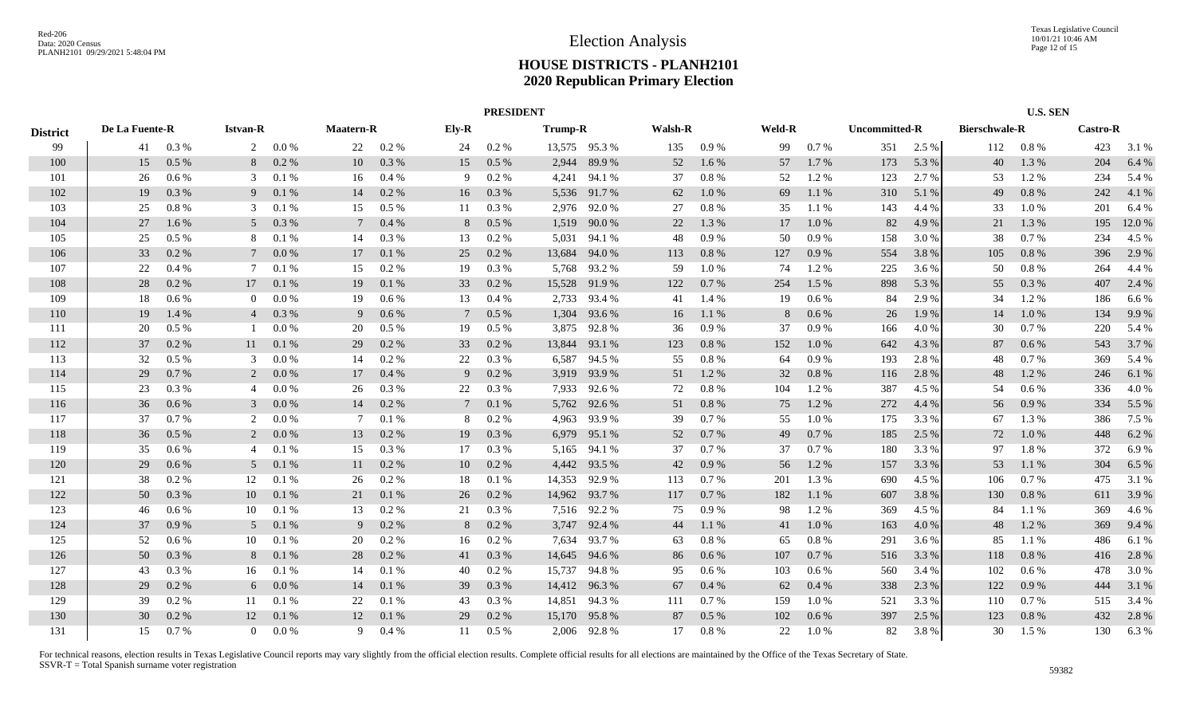# Election Analysis

## HOUSE DISTRICTS - PLANH2101
## 2020 Republican Primary Election

| | PRESIDENT | | | | | | | | | | | | | | | | | | U.S. SEN | | | |
|---|---|---|---|---|---|---|---|---|---|---|---|---|---|---|---|---|---|---|---|---|---|---|
| District | De La Fuente-R | | Istvan-R | | Maatern-R | | Ely-R | | Trump-R | | Walsh-R | | Weld-R | | Uncommitted-R | | | | Bierschwale-R | | Castro-R | |
| 99 | 41 | 0.3 % | 2 | 0.0 % | 22 | 0.2 % | 24 | 0.2 % | 13,575 | 95.3 % | 135 | 0.9 % | 99 | 0.7 % | 351 | 2.5 % | | | 112 | 0.8 % | 423 | 3.1 % |
| 100 | 15 | 0.5 % | 8 | 0.2 % | 10 | 0.3 % | 15 | 0.5 % | 2,944 | 89.9 % | 52 | 1.6 % | 57 | 1.7 % | 173 | 5.3 % | | | 40 | 1.3 % | 204 | 6.4 % |
| 101 | 26 | 0.6 % | 3 | 0.1 % | 16 | 0.4 % | 9 | 0.2 % | 4,241 | 94.1 % | 37 | 0.8 % | 52 | 1.2 % | 123 | 2.7 % | | | 53 | 1.2 % | 234 | 5.4 % |
| 102 | 19 | 0.3 % | 9 | 0.1 % | 14 | 0.2 % | 16 | 0.3 % | 5,536 | 91.7 % | 62 | 1.0 % | 69 | 1.1 % | 310 | 5.1 % | | | 49 | 0.8 % | 242 | 4.1 % |
| 103 | 25 | 0.8 % | 3 | 0.1 % | 15 | 0.5 % | 11 | 0.3 % | 2,976 | 92.0 % | 27 | 0.8 % | 35 | 1.1 % | 143 | 4.4 % | | | 33 | 1.0 % | 201 | 6.4 % |
| 104 | 27 | 1.6 % | 5 | 0.3 % | 7 | 0.4 % | 8 | 0.5 % | 1,519 | 90.0 % | 22 | 1.3 % | 17 | 1.0 % | 82 | 4.9 % | | | 21 | 1.3 % | 195 | 12.0 % |
| 105 | 25 | 0.5 % | 8 | 0.1 % | 14 | 0.3 % | 13 | 0.2 % | 5,031 | 94.1 % | 48 | 0.9 % | 50 | 0.9 % | 158 | 3.0 % | | | 38 | 0.7 % | 234 | 4.5 % |
| 106 | 33 | 0.2 % | 7 | 0.0 % | 17 | 0.1 % | 25 | 0.2 % | 13,684 | 94.0 % | 113 | 0.8 % | 127 | 0.9 % | 554 | 3.8 % | | | 105 | 0.8 % | 396 | 2.9 % |
| 107 | 22 | 0.4 % | 7 | 0.1 % | 15 | 0.2 % | 19 | 0.3 % | 5,768 | 93.2 % | 59 | 1.0 % | 74 | 1.2 % | 225 | 3.6 % | | | 50 | 0.8 % | 264 | 4.4 % |
| 108 | 28 | 0.2 % | 17 | 0.1 % | 19 | 0.1 % | 33 | 0.2 % | 15,528 | 91.9 % | 122 | 0.7 % | 254 | 1.5 % | 898 | 5.3 % | | | 55 | 0.3 % | 407 | 2.4 % |
| 109 | 18 | 0.6 % | 0 | 0.0 % | 19 | 0.6 % | 13 | 0.4 % | 2,733 | 93.4 % | 41 | 1.4 % | 19 | 0.6 % | 84 | 2.9 % | | | 34 | 1.2 % | 186 | 6.6 % |
| 110 | 19 | 1.4 % | 4 | 0.3 % | 9 | 0.6 % | 7 | 0.5 % | 1,304 | 93.6 % | 16 | 1.1 % | 8 | 0.6 % | 26 | 1.9 % | | | 14 | 1.0 % | 134 | 9.9 % |
| 111 | 20 | 0.5 % | 1 | 0.0 % | 20 | 0.5 % | 19 | 0.5 % | 3,875 | 92.8 % | 36 | 0.9 % | 37 | 0.9 % | 166 | 4.0 % | | | 30 | 0.7 % | 220 | 5.4 % |
| 112 | 37 | 0.2 % | 11 | 0.1 % | 29 | 0.2 % | 33 | 0.2 % | 13,844 | 93.1 % | 123 | 0.8 % | 152 | 1.0 % | 642 | 4.3 % | | | 87 | 0.6 % | 543 | 3.7 % |
| 113 | 32 | 0.5 % | 3 | 0.0 % | 14 | 0.2 % | 22 | 0.3 % | 6,587 | 94.5 % | 55 | 0.8 % | 64 | 0.9 % | 193 | 2.8 % | | | 48 | 0.7 % | 369 | 5.4 % |
| 114 | 29 | 0.7 % | 2 | 0.0 % | 17 | 0.4 % | 9 | 0.2 % | 3,919 | 93.9 % | 51 | 1.2 % | 32 | 0.8 % | 116 | 2.8 % | | | 48 | 1.2 % | 246 | 6.1 % |
| 115 | 23 | 0.3 % | 4 | 0.0 % | 26 | 0.3 % | 22 | 0.3 % | 7,933 | 92.6 % | 72 | 0.8 % | 104 | 1.2 % | 387 | 4.5 % | | | 54 | 0.6 % | 336 | 4.0 % |
| 116 | 36 | 0.6 % | 3 | 0.0 % | 14 | 0.2 % | 7 | 0.1 % | 5,762 | 92.6 % | 51 | 0.8 % | 75 | 1.2 % | 272 | 4.4 % | | | 56 | 0.9 % | 334 | 5.5 % |
| 117 | 37 | 0.7 % | 2 | 0.0 % | 7 | 0.1 % | 8 | 0.2 % | 4,963 | 93.9 % | 39 | 0.7 % | 55 | 1.0 % | 175 | 3.3 % | | | 67 | 1.3 % | 386 | 7.5 % |
| 118 | 36 | 0.5 % | 2 | 0.0 % | 13 | 0.2 % | 19 | 0.3 % | 6,979 | 95.1 % | 52 | 0.7 % | 49 | 0.7 % | 185 | 2.5 % | | | 72 | 1.0 % | 448 | 6.2 % |
| 119 | 35 | 0.6 % | 4 | 0.1 % | 15 | 0.3 % | 17 | 0.3 % | 5,165 | 94.1 % | 37 | 0.7 % | 37 | 0.7 % | 180 | 3.3 % | | | 97 | 1.8 % | 372 | 6.9 % |
| 120 | 29 | 0.6 % | 5 | 0.1 % | 11 | 0.2 % | 10 | 0.2 % | 4,442 | 93.5 % | 42 | 0.9 % | 56 | 1.2 % | 157 | 3.3 % | | | 53 | 1.1 % | 304 | 6.5 % |
| 121 | 38 | 0.2 % | 12 | 0.1 % | 26 | 0.2 % | 18 | 0.1 % | 14,353 | 92.9 % | 113 | 0.7 % | 201 | 1.3 % | 690 | 4.5 % | | | 106 | 0.7 % | 475 | 3.1 % |
| 122 | 50 | 0.3 % | 10 | 0.1 % | 21 | 0.1 % | 26 | 0.2 % | 14,962 | 93.7 % | 117 | 0.7 % | 182 | 1.1 % | 607 | 3.8 % | | | 130 | 0.8 % | 611 | 3.9 % |
| 123 | 46 | 0.6 % | 10 | 0.1 % | 13 | 0.2 % | 21 | 0.3 % | 7,516 | 92.2 % | 75 | 0.9 % | 98 | 1.2 % | 369 | 4.5 % | | | 84 | 1.1 % | 369 | 4.6 % |
| 124 | 37 | 0.9 % | 5 | 0.1 % | 9 | 0.2 % | 8 | 0.2 % | 3,747 | 92.4 % | 44 | 1.1 % | 41 | 1.0 % | 163 | 4.0 % | | | 48 | 1.2 % | 369 | 9.4 % |
| 125 | 52 | 0.6 % | 10 | 0.1 % | 20 | 0.2 % | 16 | 0.2 % | 7,634 | 93.7 % | 63 | 0.8 % | 65 | 0.8 % | 291 | 3.6 % | | | 85 | 1.1 % | 486 | 6.1 % |
| 126 | 50 | 0.3 % | 8 | 0.1 % | 28 | 0.2 % | 41 | 0.3 % | 14,645 | 94.6 % | 86 | 0.6 % | 107 | 0.7 % | 516 | 3.3 % | | | 118 | 0.8 % | 416 | 2.8 % |
| 127 | 43 | 0.3 % | 16 | 0.1 % | 14 | 0.1 % | 40 | 0.2 % | 15,737 | 94.8 % | 95 | 0.6 % | 103 | 0.6 % | 560 | 3.4 % | | | 102 | 0.6 % | 478 | 3.0 % |
| 128 | 29 | 0.2 % | 6 | 0.0 % | 14 | 0.1 % | 39 | 0.3 % | 14,412 | 96.3 % | 67 | 0.4 % | 62 | 0.4 % | 338 | 2.3 % | | | 122 | 0.9 % | 444 | 3.1 % |
| 129 | 39 | 0.2 % | 11 | 0.1 % | 22 | 0.1 % | 43 | 0.3 % | 14,851 | 94.3 % | 111 | 0.7 % | 159 | 1.0 % | 521 | 3.3 % | | | 110 | 0.7 % | 515 | 3.4 % |
| 130 | 30 | 0.2 % | 12 | 0.1 % | 12 | 0.1 % | 29 | 0.2 % | 15,170 | 95.8 % | 87 | 0.5 % | 102 | 0.6 % | 397 | 2.5 % | | | 123 | 0.8 % | 432 | 2.8 % |
| 131 | 15 | 0.7 % | 0 | 0.0 % | 9 | 0.4 % | 11 | 0.5 % | 2,006 | 92.8 % | 17 | 0.8 % | 22 | 1.0 % | 82 | 3.8 % | | | 30 | 1.5 % | 130 | 6.3 % |

For technical reasons, election results in Texas Legislative Council reports may vary slightly from the official election results. Complete official results for all elections are maintained by the Office of the Texas Secretary of State.
SSVR-T = Total Spanish surname voter registration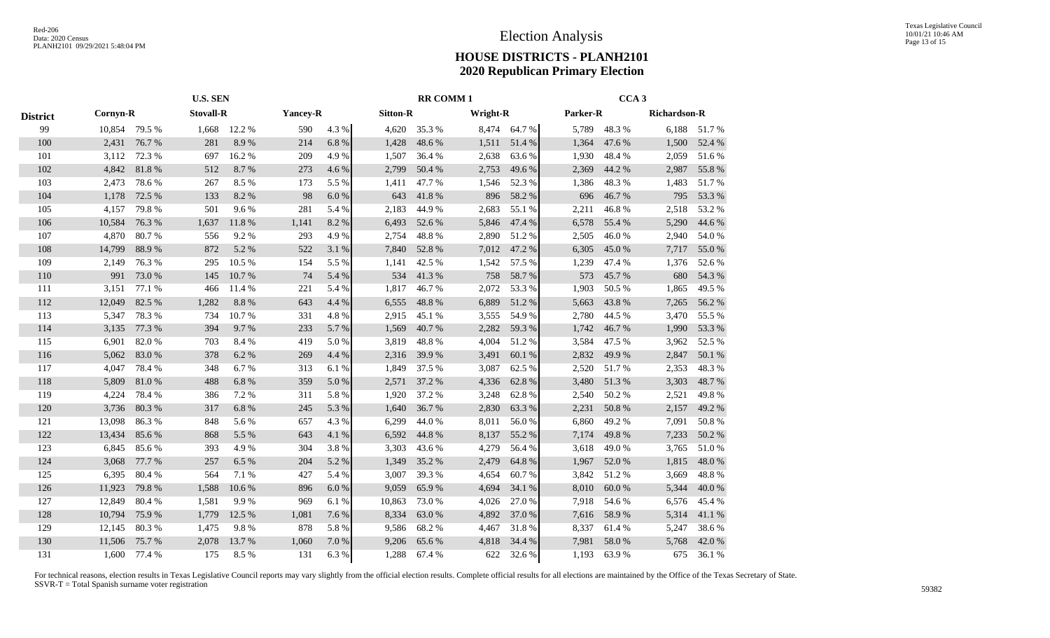# Election Analysis

## HOUSE DISTRICTS - PLANH2101
## 2020 Republican Primary Election

| District | U.S. SEN | | | | | | RR COMM 1 | | | | CCA 3 | | | |
|---|---|---|---|---|---|---|---|---|---|---|---|---|---|---|
| | Cornyn-R | | Stovall-R | | Yancey-R | | Sitton-R | | Wright-R | | Parker-R | | Richardson-R | |
| 99 | 10,854 | 79.5 % | 1,668 | 12.2 % | 590 | 4.3 % | 4,620 | 35.3 % | 8,474 | 64.7 % | 5,789 | 48.3 % | 6,188 | 51.7 % |
| 100 | 2,431 | 76.7 % | 281 | 8.9 % | 214 | 6.8 % | 1,428 | 48.6 % | 1,511 | 51.4 % | 1,364 | 47.6 % | 1,500 | 52.4 % |
| 101 | 3,112 | 72.3 % | 697 | 16.2 % | 209 | 4.9 % | 1,507 | 36.4 % | 2,638 | 63.6 % | 1,930 | 48.4 % | 2,059 | 51.6 % |
| 102 | 4,842 | 81.8 % | 512 | 8.7 % | 273 | 4.6 % | 2,799 | 50.4 % | 2,753 | 49.6 % | 2,369 | 44.2 % | 2,987 | 55.8 % |
| 103 | 2,473 | 78.6 % | 267 | 8.5 % | 173 | 5.5 % | 1,411 | 47.7 % | 1,546 | 52.3 % | 1,386 | 48.3 % | 1,483 | 51.7 % |
| 104 | 1,178 | 72.5 % | 133 | 8.2 % | 98 | 6.0 % | 643 | 41.8 % | 896 | 58.2 % | 696 | 46.7 % | 795 | 53.3 % |
| 105 | 4,157 | 79.8 % | 501 | 9.6 % | 281 | 5.4 % | 2,183 | 44.9 % | 2,683 | 55.1 % | 2,211 | 46.8 % | 2,518 | 53.2 % |
| 106 | 10,584 | 76.3 % | 1,637 | 11.8 % | 1,141 | 8.2 % | 6,493 | 52.6 % | 5,846 | 47.4 % | 6,578 | 55.4 % | 5,290 | 44.6 % |
| 107 | 4,870 | 80.7 % | 556 | 9.2 % | 293 | 4.9 % | 2,754 | 48.8 % | 2,890 | 51.2 % | 2,505 | 46.0 % | 2,940 | 54.0 % |
| 108 | 14,799 | 88.9 % | 872 | 5.2 % | 522 | 3.1 % | 7,840 | 52.8 % | 7,012 | 47.2 % | 6,305 | 45.0 % | 7,717 | 55.0 % |
| 109 | 2,149 | 76.3 % | 295 | 10.5 % | 154 | 5.5 % | 1,141 | 42.5 % | 1,542 | 57.5 % | 1,239 | 47.4 % | 1,376 | 52.6 % |
| 110 | 991 | 73.0 % | 145 | 10.7 % | 74 | 5.4 % | 534 | 41.3 % | 758 | 58.7 % | 573 | 45.7 % | 680 | 54.3 % |
| 111 | 3,151 | 77.1 % | 466 | 11.4 % | 221 | 5.4 % | 1,817 | 46.7 % | 2,072 | 53.3 % | 1,903 | 50.5 % | 1,865 | 49.5 % |
| 112 | 12,049 | 82.5 % | 1,282 | 8.8 % | 643 | 4.4 % | 6,555 | 48.8 % | 6,889 | 51.2 % | 5,663 | 43.8 % | 7,265 | 56.2 % |
| 113 | 5,347 | 78.3 % | 734 | 10.7 % | 331 | 4.8 % | 2,915 | 45.1 % | 3,555 | 54.9 % | 2,780 | 44.5 % | 3,470 | 55.5 % |
| 114 | 3,135 | 77.3 % | 394 | 9.7 % | 233 | 5.7 % | 1,569 | 40.7 % | 2,282 | 59.3 % | 1,742 | 46.7 % | 1,990 | 53.3 % |
| 115 | 6,901 | 82.0 % | 703 | 8.4 % | 419 | 5.0 % | 3,819 | 48.8 % | 4,004 | 51.2 % | 3,584 | 47.5 % | 3,962 | 52.5 % |
| 116 | 5,062 | 83.0 % | 378 | 6.2 % | 269 | 4.4 % | 2,316 | 39.9 % | 3,491 | 60.1 % | 2,832 | 49.9 % | 2,847 | 50.1 % |
| 117 | 4,047 | 78.4 % | 348 | 6.7 % | 313 | 6.1 % | 1,849 | 37.5 % | 3,087 | 62.5 % | 2,520 | 51.7 % | 2,353 | 48.3 % |
| 118 | 5,809 | 81.0 % | 488 | 6.8 % | 359 | 5.0 % | 2,571 | 37.2 % | 4,336 | 62.8 % | 3,480 | 51.3 % | 3,303 | 48.7 % |
| 119 | 4,224 | 78.4 % | 386 | 7.2 % | 311 | 5.8 % | 1,920 | 37.2 % | 3,248 | 62.8 % | 2,540 | 50.2 % | 2,521 | 49.8 % |
| 120 | 3,736 | 80.3 % | 317 | 6.8 % | 245 | 5.3 % | 1,640 | 36.7 % | 2,830 | 63.3 % | 2,231 | 50.8 % | 2,157 | 49.2 % |
| 121 | 13,098 | 86.3 % | 848 | 5.6 % | 657 | 4.3 % | 6,299 | 44.0 % | 8,011 | 56.0 % | 6,860 | 49.2 % | 7,091 | 50.8 % |
| 122 | 13,434 | 85.6 % | 868 | 5.5 % | 643 | 4.1 % | 6,592 | 44.8 % | 8,137 | 55.2 % | 7,174 | 49.8 % | 7,233 | 50.2 % |
| 123 | 6,845 | 85.6 % | 393 | 4.9 % | 304 | 3.8 % | 3,303 | 43.6 % | 4,279 | 56.4 % | 3,618 | 49.0 % | 3,765 | 51.0 % |
| 124 | 3,068 | 77.7 % | 257 | 6.5 % | 204 | 5.2 % | 1,349 | 35.2 % | 2,479 | 64.8 % | 1,967 | 52.0 % | 1,815 | 48.0 % |
| 125 | 6,395 | 80.4 % | 564 | 7.1 % | 427 | 5.4 % | 3,007 | 39.3 % | 4,654 | 60.7 % | 3,842 | 51.2 % | 3,669 | 48.8 % |
| 126 | 11,923 | 79.8 % | 1,588 | 10.6 % | 896 | 6.0 % | 9,059 | 65.9 % | 4,694 | 34.1 % | 8,010 | 60.0 % | 5,344 | 40.0 % |
| 127 | 12,849 | 80.4 % | 1,581 | 9.9 % | 969 | 6.1 % | 10,863 | 73.0 % | 4,026 | 27.0 % | 7,918 | 54.6 % | 6,576 | 45.4 % |
| 128 | 10,794 | 75.9 % | 1,779 | 12.5 % | 1,081 | 7.6 % | 8,334 | 63.0 % | 4,892 | 37.0 % | 7,616 | 58.9 % | 5,314 | 41.1 % |
| 129 | 12,145 | 80.3 % | 1,475 | 9.8 % | 878 | 5.8 % | 9,586 | 68.2 % | 4,467 | 31.8 % | 8,337 | 61.4 % | 5,247 | 38.6 % |
| 130 | 11,506 | 75.7 % | 2,078 | 13.7 % | 1,060 | 7.0 % | 9,206 | 65.6 % | 4,818 | 34.4 % | 7,981 | 58.0 % | 5,768 | 42.0 % |
| 131 | 1,600 | 77.4 % | 175 | 8.5 % | 131 | 6.3 % | 1,288 | 67.4 % | 622 | 32.6 % | 1,193 | 63.9 % | 675 | 36.1 % |

For technical reasons, election results in Texas Legislative Council reports may vary slightly from the official election results. Complete official results for all elections are maintained by the Office of the Texas Secretary of State.
SSVR-T = Total Spanish surname voter registration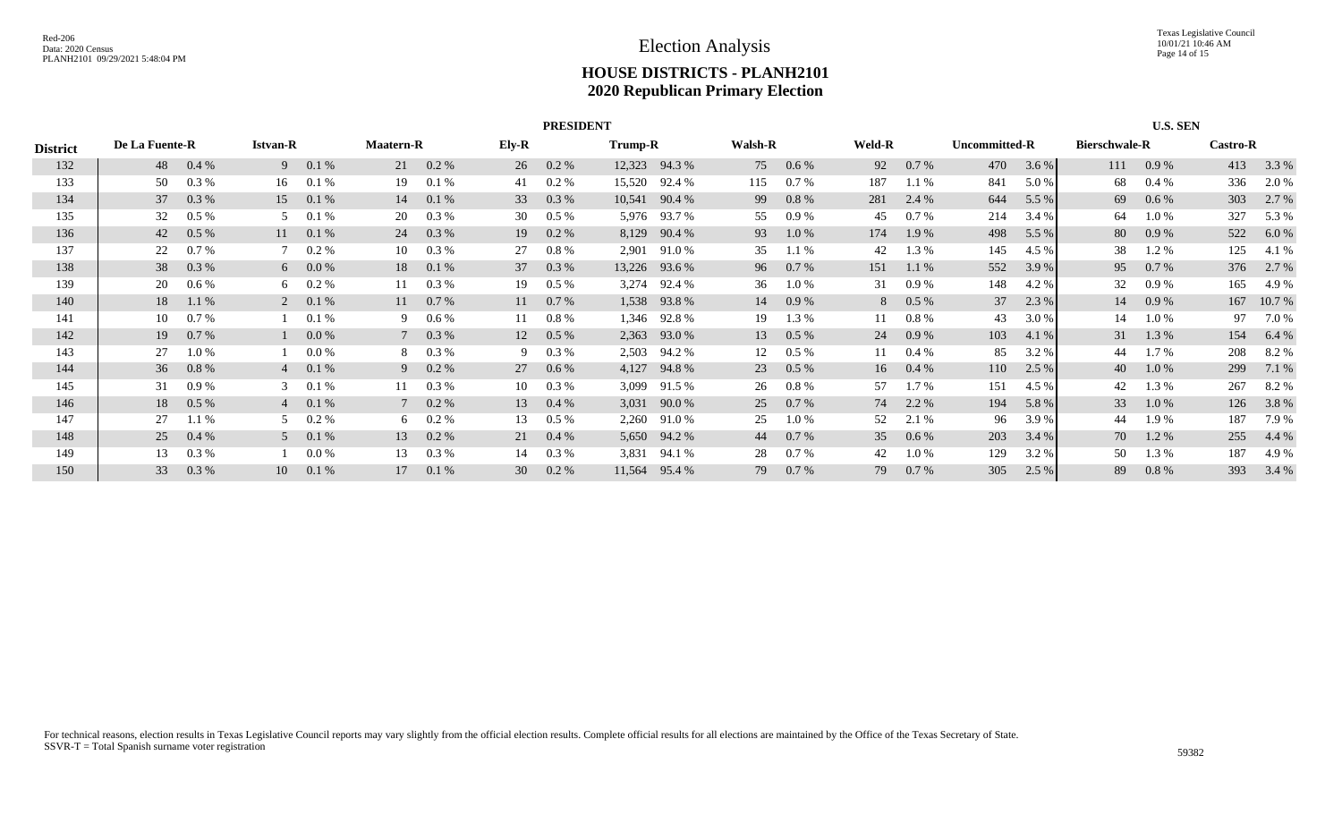# Election Analysis

## HOUSE DISTRICTS - PLANH2101
## 2020 Republican Primary Election

| | PRESIDENT | | | | | | | | | | | | | | | | | | U.S. SEN | | | |
|---|---|---|---|---|---|---|---|---|---|---|---|---|---|---|---|---|---|---|---|---|---|---|
| District | De La Fuente-R | | Istvan-R | | Maatern-R | | Ely-R | | Trump-R | | Walsh-R | | Weld-R | | Uncommitted-R | | Bierschwale-R | | Castro-R | |
| 132 | 48 | 0.4 % | 9 | 0.1 % | 21 | 0.2 % | 26 | 0.2 % | 12,323 | 94.3 % | 75 | 0.6 % | 92 | 0.7 % | 470 | 3.6 % | 111 | 0.9 % | 413 | 3.3 % |
| 133 | 50 | 0.3 % | 16 | 0.1 % | 19 | 0.1 % | 41 | 0.2 % | 15,520 | 92.4 % | 115 | 0.7 % | 187 | 1.1 % | 841 | 5.0 % | 68 | 0.4 % | 336 | 2.0 % |
| 134 | 37 | 0.3 % | 15 | 0.1 % | 14 | 0.1 % | 33 | 0.3 % | 10,541 | 90.4 % | 99 | 0.8 % | 281 | 2.4 % | 644 | 5.5 % | 69 | 0.6 % | 303 | 2.7 % |
| 135 | 32 | 0.5 % | 5 | 0.1 % | 20 | 0.3 % | 30 | 0.5 % | 5,976 | 93.7 % | 55 | 0.9 % | 45 | 0.7 % | 214 | 3.4 % | 64 | 1.0 % | 327 | 5.3 % |
| 136 | 42 | 0.5 % | 11 | 0.1 % | 24 | 0.3 % | 19 | 0.2 % | 8,129 | 90.4 % | 93 | 1.0 % | 174 | 1.9 % | 498 | 5.5 % | 80 | 0.9 % | 522 | 6.0 % |
| 137 | 22 | 0.7 % | 7 | 0.2 % | 10 | 0.3 % | 27 | 0.8 % | 2,901 | 91.0 % | 35 | 1.1 % | 42 | 1.3 % | 145 | 4.5 % | 38 | 1.2 % | 125 | 4.1 % |
| 138 | 38 | 0.3 % | 6 | 0.0 % | 18 | 0.1 % | 37 | 0.3 % | 13,226 | 93.6 % | 96 | 0.7 % | 151 | 1.1 % | 552 | 3.9 % | 95 | 0.7 % | 376 | 2.7 % |
| 139 | 20 | 0.6 % | 6 | 0.2 % | 11 | 0.3 % | 19 | 0.5 % | 3,274 | 92.4 % | 36 | 1.0 % | 31 | 0.9 % | 148 | 4.2 % | 32 | 0.9 % | 165 | 4.9 % |
| 140 | 18 | 1.1 % | 2 | 0.1 % | 11 | 0.7 % | 11 | 0.7 % | 1,538 | 93.8 % | 14 | 0.9 % | 8 | 0.5 % | 37 | 2.3 % | 14 | 0.9 % | 167 | 10.7 % |
| 141 | 10 | 0.7 % | 1 | 0.1 % | 9 | 0.6 % | 11 | 0.8 % | 1,346 | 92.8 % | 19 | 1.3 % | 11 | 0.8 % | 43 | 3.0 % | 14 | 1.0 % | 97 | 7.0 % |
| 142 | 19 | 0.7 % | 1 | 0.0 % | 7 | 0.3 % | 12 | 0.5 % | 2,363 | 93.0 % | 13 | 0.5 % | 24 | 0.9 % | 103 | 4.1 % | 31 | 1.3 % | 154 | 6.4 % |
| 143 | 27 | 1.0 % | 1 | 0.0 % | 8 | 0.3 % | 9 | 0.3 % | 2,503 | 94.2 % | 12 | 0.5 % | 11 | 0.4 % | 85 | 3.2 % | 44 | 1.7 % | 208 | 8.2 % |
| 144 | 36 | 0.8 % | 4 | 0.1 % | 9 | 0.2 % | 27 | 0.6 % | 4,127 | 94.8 % | 23 | 0.5 % | 16 | 0.4 % | 110 | 2.5 % | 40 | 1.0 % | 299 | 7.1 % |
| 145 | 31 | 0.9 % | 3 | 0.1 % | 11 | 0.3 % | 10 | 0.3 % | 3,099 | 91.5 % | 26 | 0.8 % | 57 | 1.7 % | 151 | 4.5 % | 42 | 1.3 % | 267 | 8.2 % |
| 146 | 18 | 0.5 % | 4 | 0.1 % | 7 | 0.2 % | 13 | 0.4 % | 3,031 | 90.0 % | 25 | 0.7 % | 74 | 2.2 % | 194 | 5.8 % | 33 | 1.0 % | 126 | 3.8 % |
| 147 | 27 | 1.1 % | 5 | 0.2 % | 6 | 0.2 % | 13 | 0.5 % | 2,260 | 91.0 % | 25 | 1.0 % | 52 | 2.1 % | 96 | 3.9 % | 44 | 1.9 % | 187 | 7.9 % |
| 148 | 25 | 0.4 % | 5 | 0.1 % | 13 | 0.2 % | 21 | 0.4 % | 5,650 | 94.2 % | 44 | 0.7 % | 35 | 0.6 % | 203 | 3.4 % | 70 | 1.2 % | 255 | 4.4 % |
| 149 | 13 | 0.3 % | 1 | 0.0 % | 13 | 0.3 % | 14 | 0.3 % | 3,831 | 94.1 % | 28 | 0.7 % | 42 | 1.0 % | 129 | 3.2 % | 50 | 1.3 % | 187 | 4.9 % |
| 150 | 33 | 0.3 % | 10 | 0.1 % | 17 | 0.1 % | 30 | 0.2 % | 11,564 | 95.4 % | 79 | 0.7 % | 79 | 0.7 % | 305 | 2.5 % | 89 | 0.8 % | 393 | 3.4 % |

For technical reasons, election results in Texas Legislative Council reports may vary slightly from the official election results. Complete official results for all elections are maintained by the Office of the Texas Secretary of State.
SSVR-T = Total Spanish surname voter registration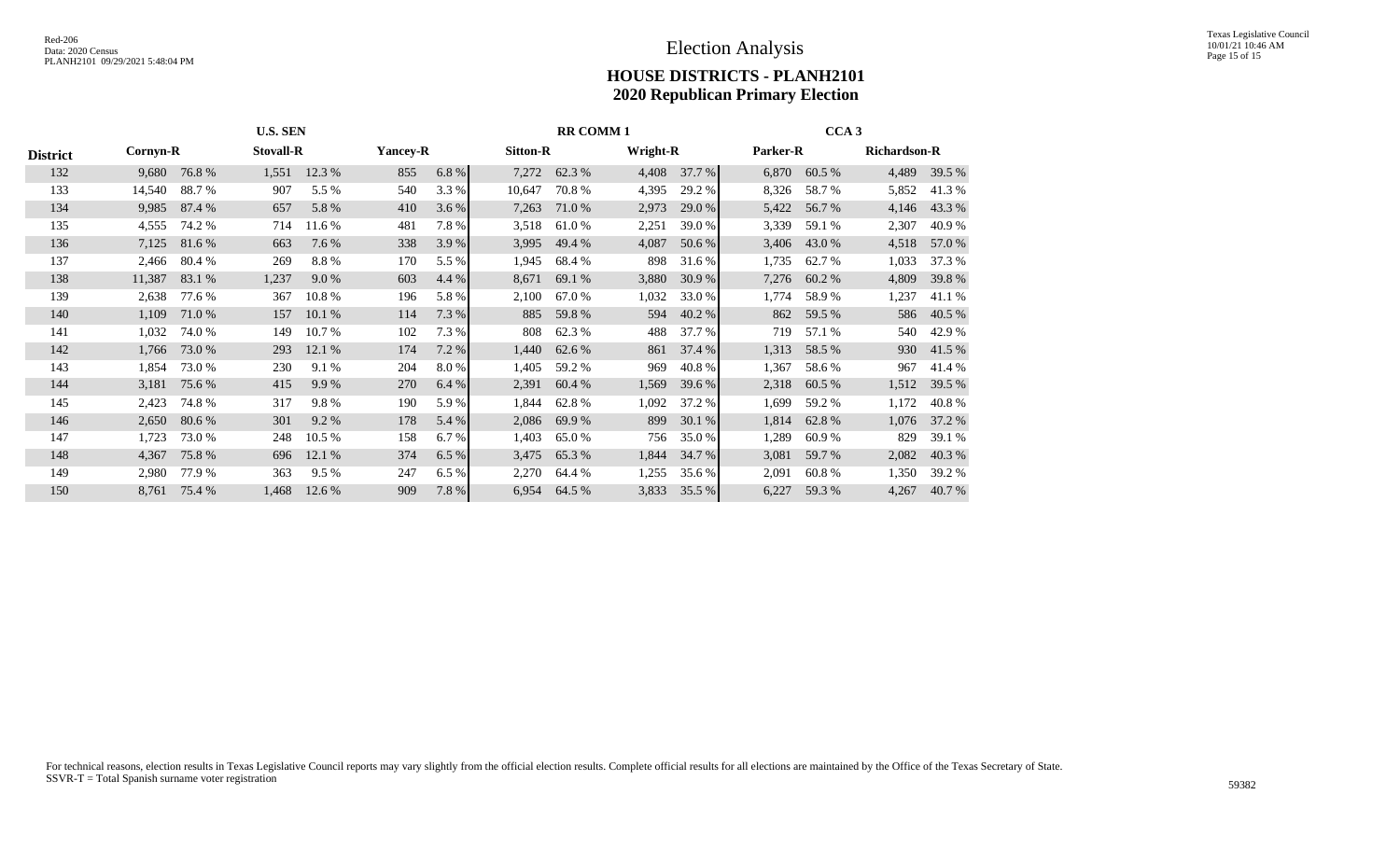# Election Analysis

## HOUSE DISTRICTS - PLANH2101
## 2020 Republican Primary Election

| | U.S. SEN | | | | | | RR COMM 1 | | | | CCA 3 | | | |
|---|---|---|---|---|---|---|---|---|---|---|---|---|---|---|
| District | Cornyn-R | | Stovall-R | | Yancey-R | | Sitton-R | | Wright-R | | Parker-R | | Richardson-R | |
| 132 | 9,680 | 76.8 % | 1,551 | 12.3 % | 855 | 6.8 % | 7,272 | 62.3 % | 4,408 | 37.7 % | 6,870 | 60.5 % | 4,489 | 39.5 % |
| 133 | 14,540 | 88.7 % | 907 | 5.5 % | 540 | 3.3 % | 10,647 | 70.8 % | 4,395 | 29.2 % | 8,326 | 58.7 % | 5,852 | 41.3 % |
| 134 | 9,985 | 87.4 % | 657 | 5.8 % | 410 | 3.6 % | 7,263 | 71.0 % | 2,973 | 29.0 % | 5,422 | 56.7 % | 4,146 | 43.3 % |
| 135 | 4,555 | 74.2 % | 714 | 11.6 % | 481 | 7.8 % | 3,518 | 61.0 % | 2,251 | 39.0 % | 3,339 | 59.1 % | 2,307 | 40.9 % |
| 136 | 7,125 | 81.6 % | 663 | 7.6 % | 338 | 3.9 % | 3,995 | 49.4 % | 4,087 | 50.6 % | 3,406 | 43.0 % | 4,518 | 57.0 % |
| 137 | 2,466 | 80.4 % | 269 | 8.8 % | 170 | 5.5 % | 1,945 | 68.4 % | 898 | 31.6 % | 1,735 | 62.7 % | 1,033 | 37.3 % |
| 138 | 11,387 | 83.1 % | 1,237 | 9.0 % | 603 | 4.4 % | 8,671 | 69.1 % | 3,880 | 30.9 % | 7,276 | 60.2 % | 4,809 | 39.8 % |
| 139 | 2,638 | 77.6 % | 367 | 10.8 % | 196 | 5.8 % | 2,100 | 67.0 % | 1,032 | 33.0 % | 1,774 | 58.9 % | 1,237 | 41.1 % |
| 140 | 1,109 | 71.0 % | 157 | 10.1 % | 114 | 7.3 % | 885 | 59.8 % | 594 | 40.2 % | 862 | 59.5 % | 586 | 40.5 % |
| 141 | 1,032 | 74.0 % | 149 | 10.7 % | 102 | 7.3 % | 808 | 62.3 % | 488 | 37.7 % | 719 | 57.1 % | 540 | 42.9 % |
| 142 | 1,766 | 73.0 % | 293 | 12.1 % | 174 | 7.2 % | 1,440 | 62.6 % | 861 | 37.4 % | 1,313 | 58.5 % | 930 | 41.5 % |
| 143 | 1,854 | 73.0 % | 230 | 9.1 % | 204 | 8.0 % | 1,405 | 59.2 % | 969 | 40.8 % | 1,367 | 58.6 % | 967 | 41.4 % |
| 144 | 3,181 | 75.6 % | 415 | 9.9 % | 270 | 6.4 % | 2,391 | 60.4 % | 1,569 | 39.6 % | 2,318 | 60.5 % | 1,512 | 39.5 % |
| 145 | 2,423 | 74.8 % | 317 | 9.8 % | 190 | 5.9 % | 1,844 | 62.8 % | 1,092 | 37.2 % | 1,699 | 59.2 % | 1,172 | 40.8 % |
| 146 | 2,650 | 80.6 % | 301 | 9.2 % | 178 | 5.4 % | 2,086 | 69.9 % | 899 | 30.1 % | 1,814 | 62.8 % | 1,076 | 37.2 % |
| 147 | 1,723 | 73.0 % | 248 | 10.5 % | 158 | 6.7 % | 1,403 | 65.0 % | 756 | 35.0 % | 1,289 | 60.9 % | 829 | 39.1 % |
| 148 | 4,367 | 75.8 % | 696 | 12.1 % | 374 | 6.5 % | 3,475 | 65.3 % | 1,844 | 34.7 % | 3,081 | 59.7 % | 2,082 | 40.3 % |
| 149 | 2,980 | 77.9 % | 363 | 9.5 % | 247 | 6.5 % | 2,270 | 64.4 % | 1,255 | 35.6 % | 2,091 | 60.8 % | 1,350 | 39.2 % |
| 150 | 8,761 | 75.4 % | 1,468 | 12.6 % | 909 | 7.8 % | 6,954 | 64.5 % | 3,833 | 35.5 % | 6,227 | 59.3 % | 4,267 | 40.7 % |

For technical reasons, election results in Texas Legislative Council reports may vary slightly from the official election results. Complete official results for all elections are maintained by the Office of the Texas Secretary of State.
SSVR-T = Total Spanish surname voter registration